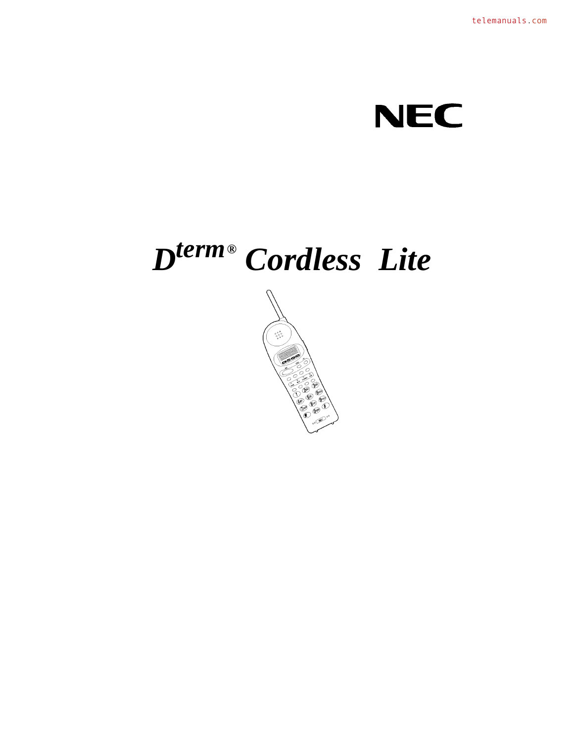NEC

# *D^term® Cordless Lite*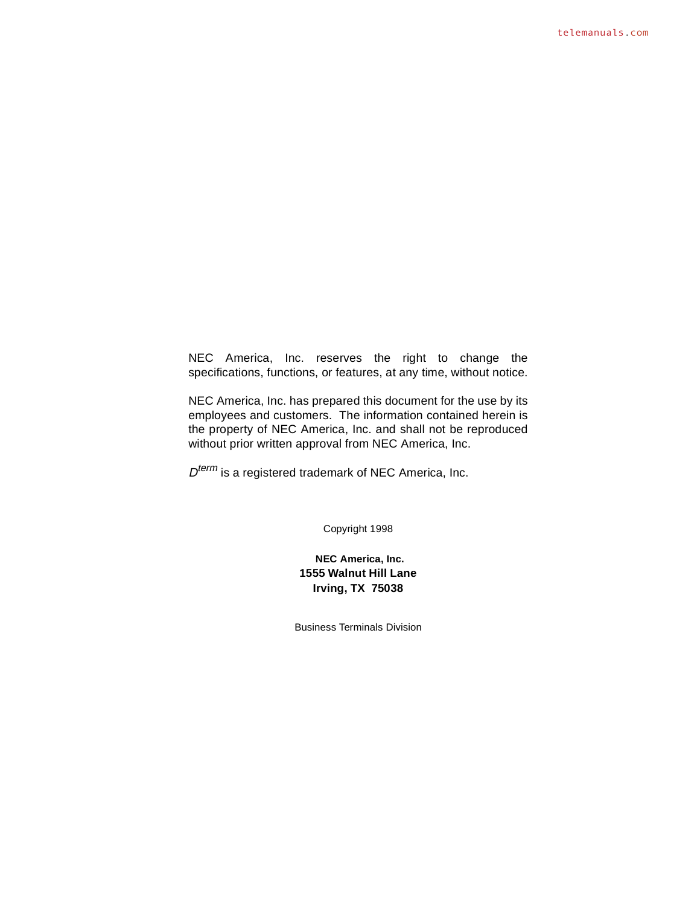NEC America, Inc. reserves the right to change the specifications, functions, or features, at any time, without notice.

NEC America, Inc. has prepared this document for the use by its employees and customers. The information contained herein is the property of NEC America, Inc. and shall not be reproduced without prior written approval from NEC America, Inc.

*D*term is a registered trademark of NEC America, Inc.

Copyright 1998

**NEC America, Inc.**
**1555 Walnut Hill Lane**
**Irving, TX 75038**

Business Terminals Division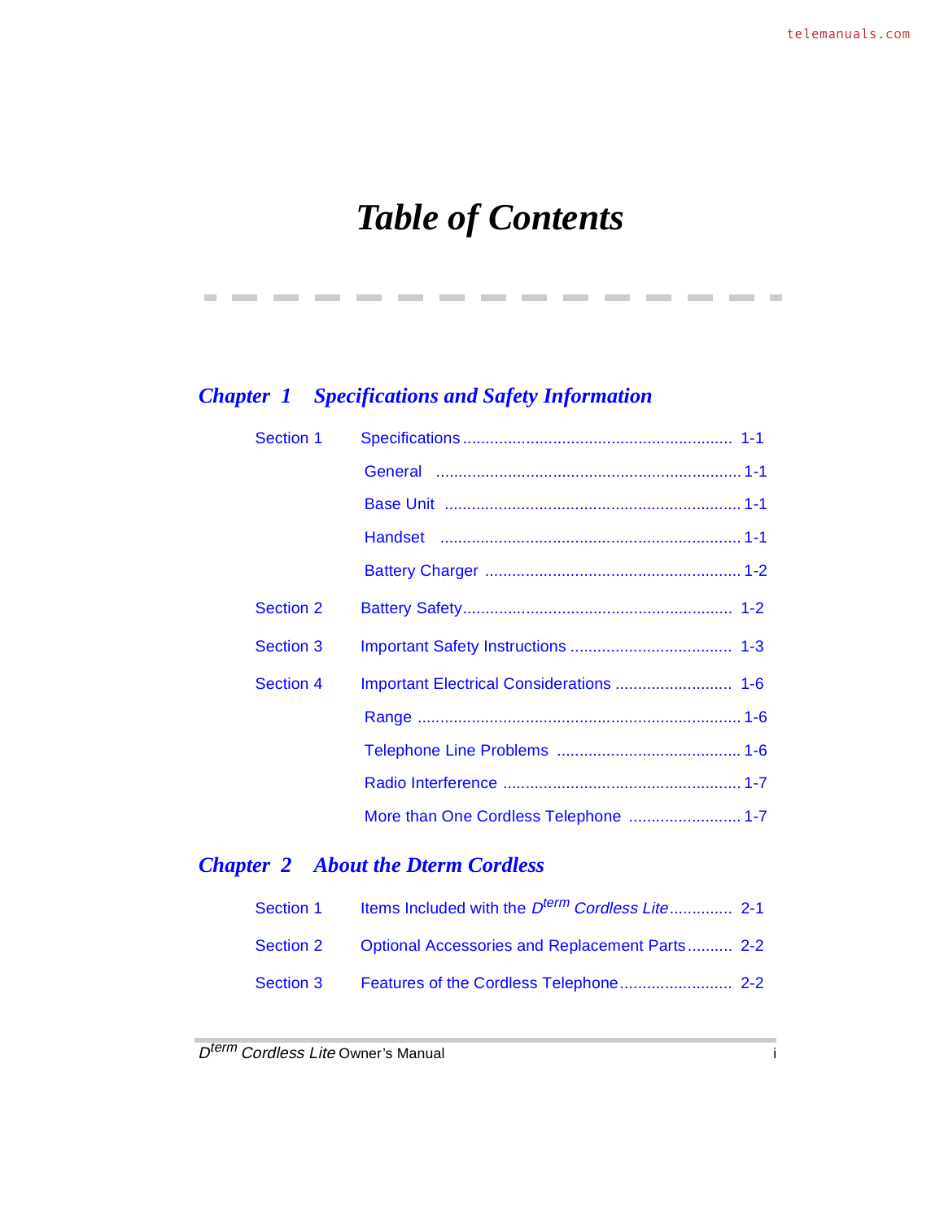# *Table of Contents*

## *Chapter 1 Specifications and Safety Information*

Section 1 Specifications ........................................................ 1-1

- General .................................................................... 1-1
- Base Unit ................................................................. 1-1
- Handset .................................................................. 1-1
- Battery Charger ........................................................ 1-2

Section 2 Battery Safety........................................................ 1-2

Section 3 Important Safety Instructions .................................. 1-3

Section 4 Important Electrical Considerations ......................... 1-6

- Range ...................................................................... 1-6
- Telephone Line Problems ......................................... 1-6
- Radio Interference .................................................... 1-7
- More than One Cordless Telephone ......................... 1-7

## *Chapter 2 About the Dterm Cordless*

Section 1 Items Included with the *D$^{term}$ Cordless Lite*.............. 2-1

Section 2 Optional Accessories and Replacement Parts.......... 2-2

Section 3 Features of the Cordless Telephone......................... 2-2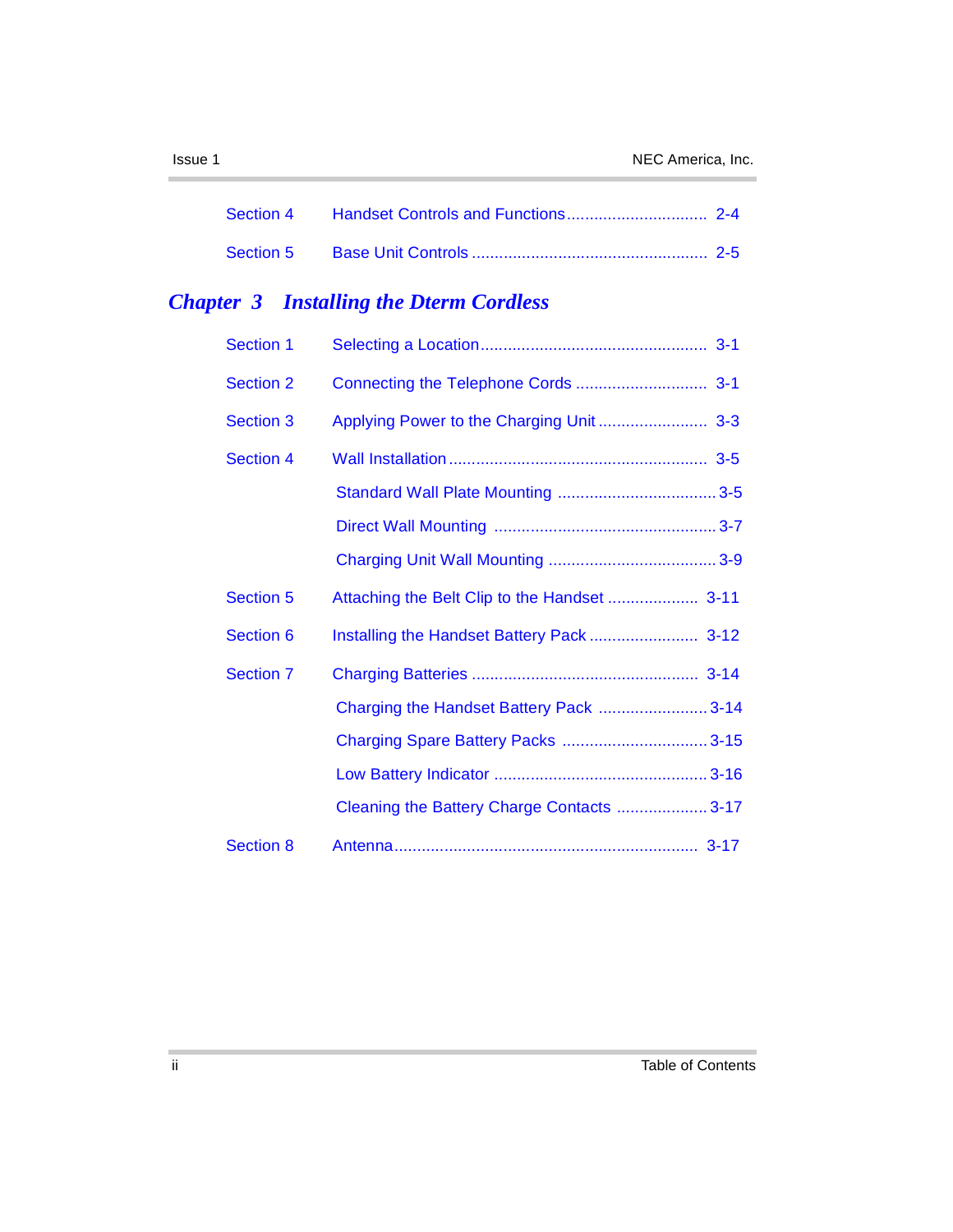| | | |
|---|---|---|
| Section 4 | Handset Controls and Functions | 2-4 |
| Section 5 | Base Unit Controls | 2-5 |

## Chapter 3 Installing the Dterm Cordless

| | | |
|---|---|---|
| Section 1 | Selecting a Location | 3-1 |
| Section 2 | Connecting the Telephone Cords | 3-1 |
| Section 3 | Applying Power to the Charging Unit | 3-3 |
| Section 4 | Wall Installation | 3-5 |
| | Standard Wall Plate Mounting | 3-5 |
| | Direct Wall Mounting | 3-7 |
| | Charging Unit Wall Mounting | 3-9 |
| Section 5 | Attaching the Belt Clip to the Handset | 3-11 |
| Section 6 | Installing the Handset Battery Pack | 3-12 |
| Section 7 | Charging Batteries | 3-14 |
| | Charging the Handset Battery Pack | 3-14 |
| | Charging Spare Battery Packs | 3-15 |
| | Low Battery Indicator | 3-16 |
| | Cleaning the Battery Charge Contacts | 3-17 |
| Section 8 | Antenna | 3-17 |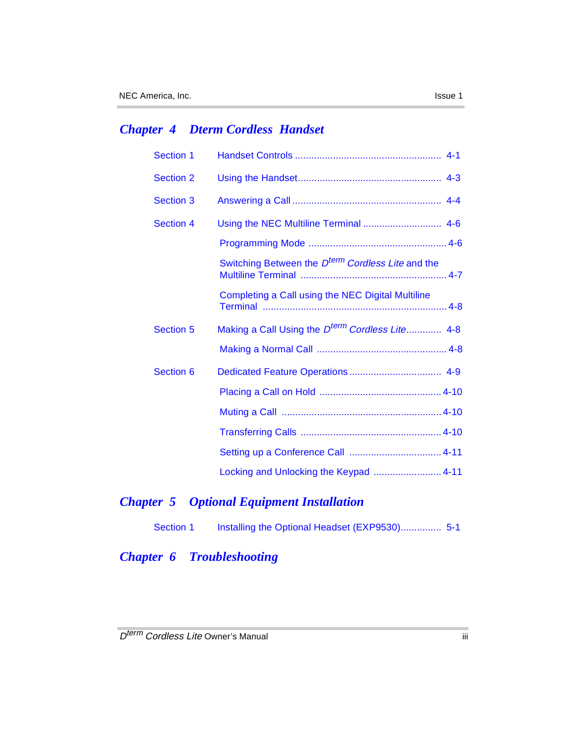## Chapter 4 Dterm Cordless Handset

| | | |
|---|---|---|
| Section 1 | Handset Controls | 4-1 |
| Section 2 | Using the Handset | 4-3 |
| Section 3 | Answering a Call | 4-4 |
| Section 4 | Using the NEC Multiline Terminal | 4-6 |
| | Programming Mode | 4-6 |
| | Switching Between the *D[term] Cordless Lite* and the Multiline Terminal | 4-7 |
| | Completing a Call using the NEC Digital Multiline Terminal | 4-8 |
| Section 5 | Making a Call Using the *D[term] Cordless Lite* | 4-8 |
| | Making a Normal Call | 4-8 |
| Section 6 | Dedicated Feature Operations | 4-9 |
| | Placing a Call on Hold | 4-10 |
| | Muting a Call | 4-10 |
| | Transferring Calls | 4-10 |
| | Setting up a Conference Call | 4-11 |
| | Locking and Unlocking the Keypad | 4-11 |

## Chapter 5 Optional Equipment Installation

| | | |
|---|---|---|
| Section 1 | Installing the Optional Headset (EXP9530) | 5-1 |

## Chapter 6 Troubleshooting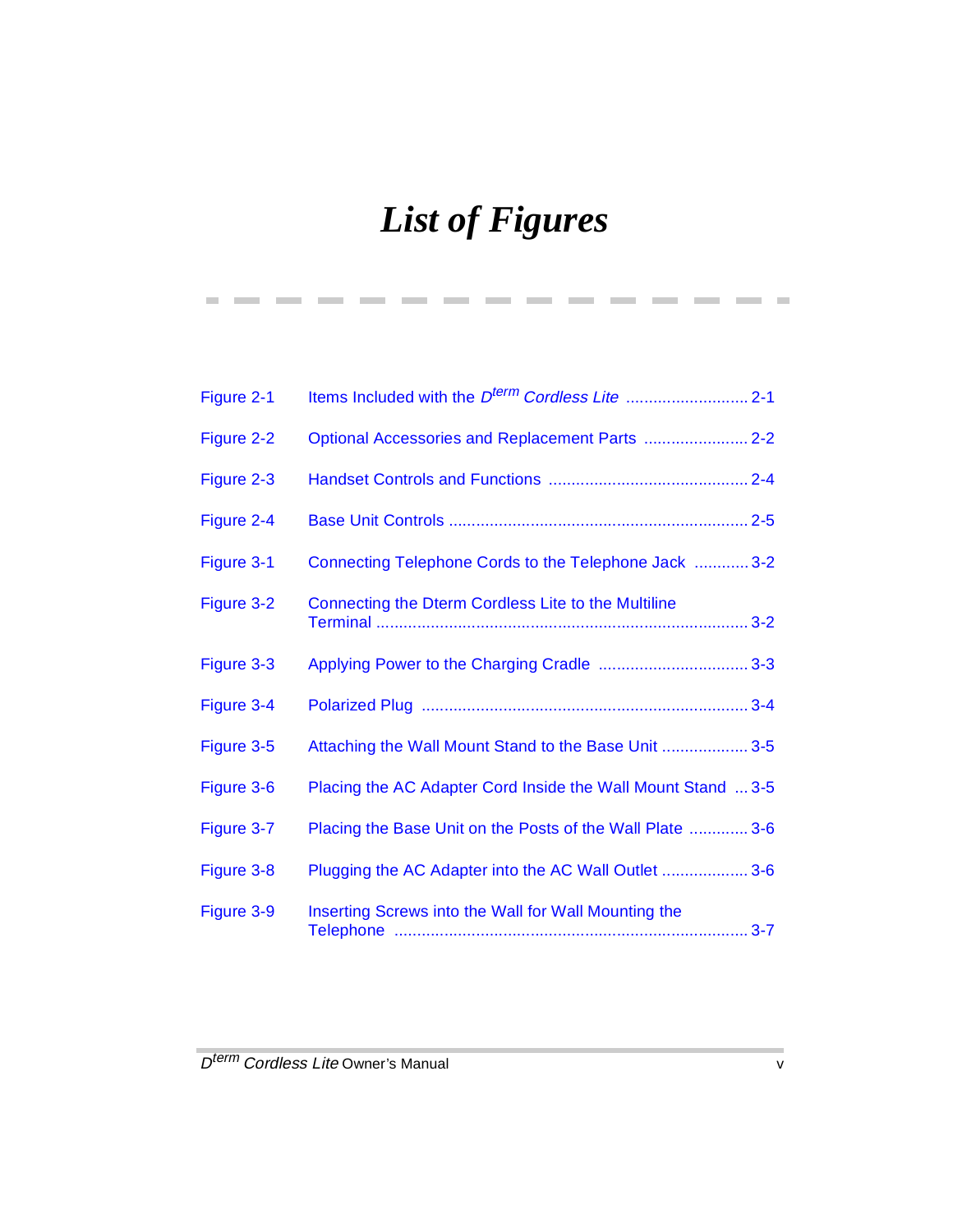# *List of Figures*

| | | |
|---|---|---|
| Figure 2-1 | Items Included with the *D$^{term}$ Cordless Lite* | 2-1 |
| Figure 2-2 | Optional Accessories and Replacement Parts | 2-2 |
| Figure 2-3 | Handset Controls and Functions | 2-4 |
| Figure 2-4 | Base Unit Controls | 2-5 |
| Figure 3-1 | Connecting Telephone Cords to the Telephone Jack | 3-2 |
| Figure 3-2 | Connecting the Dterm Cordless Lite to the Multiline Terminal | 3-2 |
| Figure 3-3 | Applying Power to the Charging Cradle | 3-3 |
| Figure 3-4 | Polarized Plug | 3-4 |
| Figure 3-5 | Attaching the Wall Mount Stand to the Base Unit | 3-5 |
| Figure 3-6 | Placing the AC Adapter Cord Inside the Wall Mount Stand | 3-5 |
| Figure 3-7 | Placing the Base Unit on the Posts of the Wall Plate | 3-6 |
| Figure 3-8 | Plugging the AC Adapter into the AC Wall Outlet | 3-6 |
| Figure 3-9 | Inserting Screws into the Wall for Wall Mounting the Telephone | 3-7 |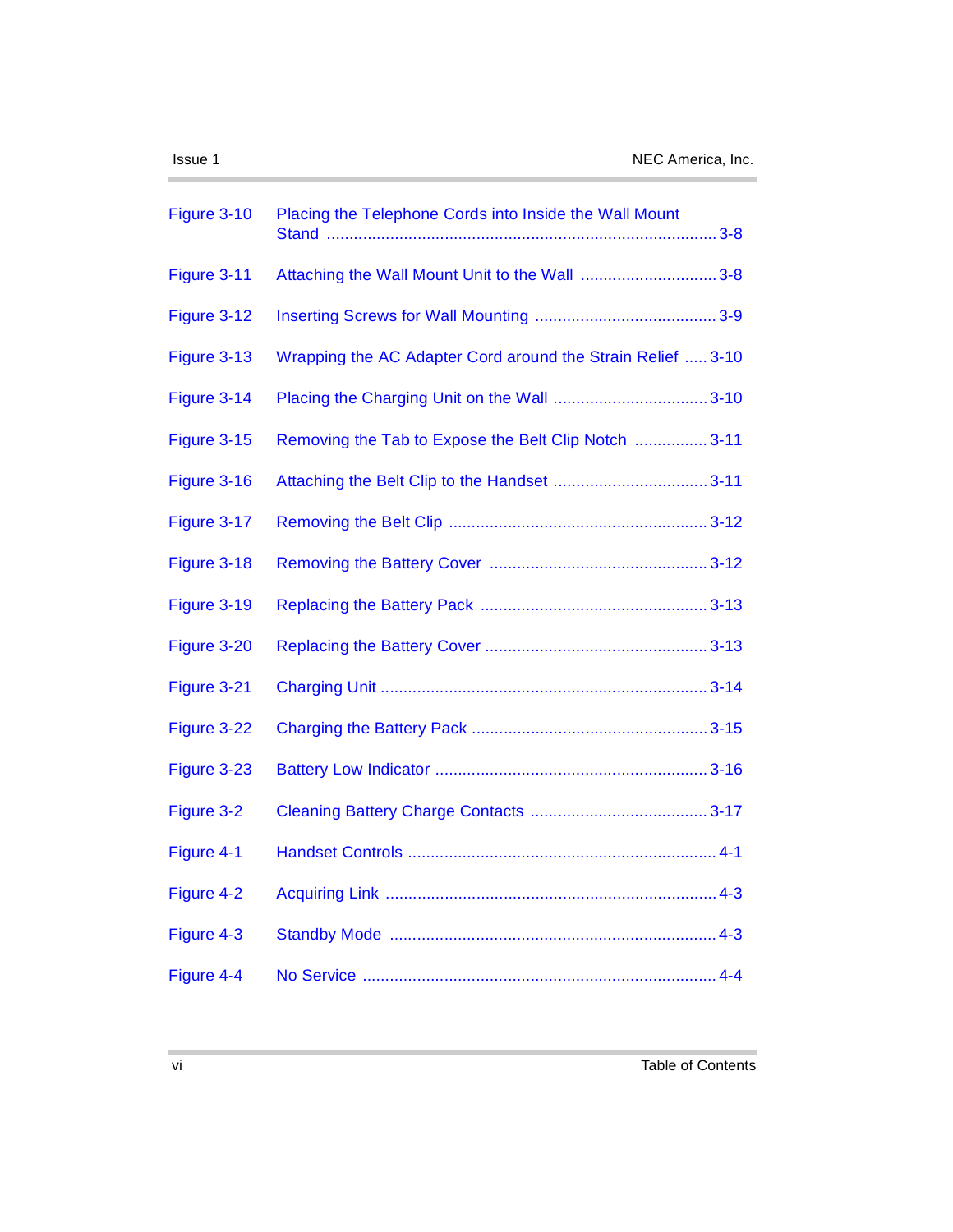| | | |
|---|---|---|
| Figure 3-10 | Placing the Telephone Cords into Inside the Wall Mount Stand | 3-8 |
| Figure 3-11 | Attaching the Wall Mount Unit to the Wall | 3-8 |
| Figure 3-12 | Inserting Screws for Wall Mounting | 3-9 |
| Figure 3-13 | Wrapping the AC Adapter Cord around the Strain Relief | 3-10 |
| Figure 3-14 | Placing the Charging Unit on the Wall | 3-10 |
| Figure 3-15 | Removing the Tab to Expose the Belt Clip Notch | 3-11 |
| Figure 3-16 | Attaching the Belt Clip to the Handset | 3-11 |
| Figure 3-17 | Removing the Belt Clip | 3-12 |
| Figure 3-18 | Removing the Battery Cover | 3-12 |
| Figure 3-19 | Replacing the Battery Pack | 3-13 |
| Figure 3-20 | Replacing the Battery Cover | 3-13 |
| Figure 3-21 | Charging Unit | 3-14 |
| Figure 3-22 | Charging the Battery Pack | 3-15 |
| Figure 3-23 | Battery Low Indicator | 3-16 |
| Figure 3-2 | Cleaning Battery Charge Contacts | 3-17 |
| Figure 4-1 | Handset Controls | 4-1 |
| Figure 4-2 | Acquiring Link | 4-3 |
| Figure 4-3 | Standby Mode | 4-3 |
| Figure 4-4 | No Service | 4-4 |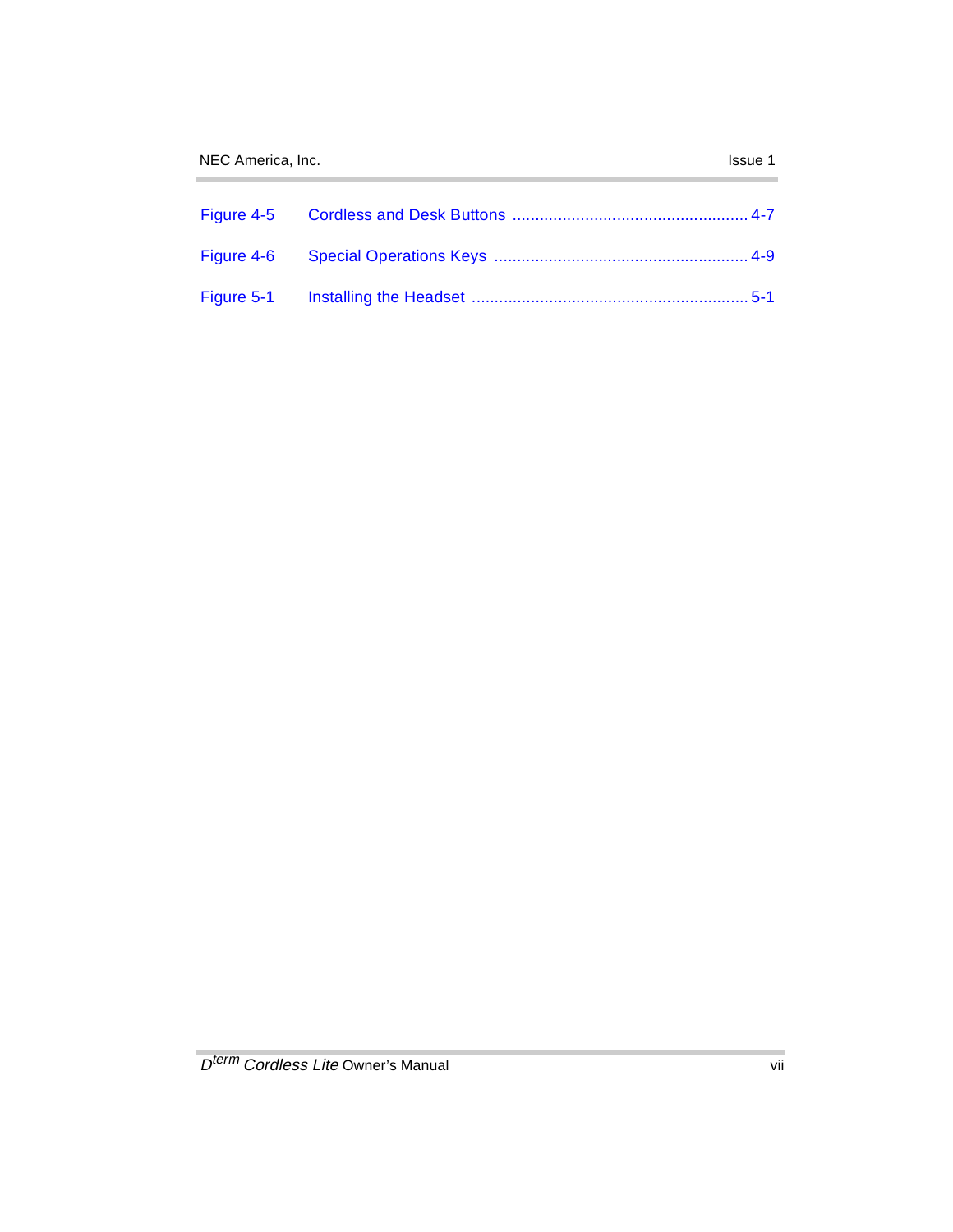Figure 4-5 Cordless and Desk Buttons .................................................... 4-7

Figure 4-6 Special Operations Keys ........................................................ 4-9

Figure 5-1 Installing the Headset ............................................................ 5-1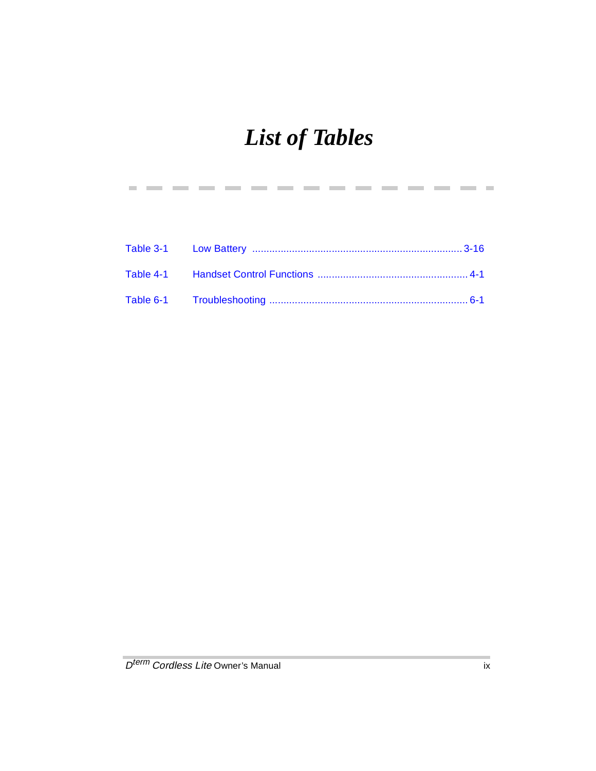# *List of Tables*

Table 3-1 Low Battery ........................................................................ 3-16

Table 4-1 Handset Control Functions .................................................... 4-1

Table 6-1 Troubleshooting ..................................................................... 6-1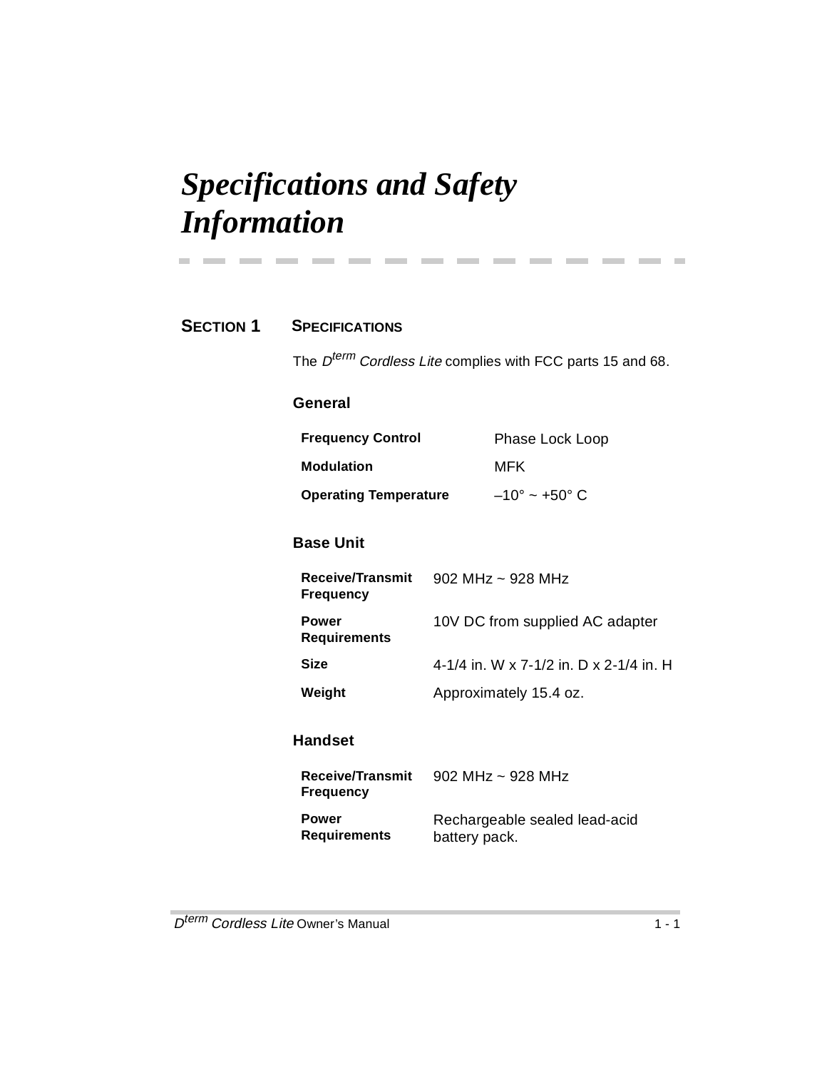# *Specifications and Safety Information*

## SECTION 1 SPECIFICATIONS

The D[term] *Cordless Lite* complies with FCC parts 15 and 68.

### General

| | |
|---|---|
| **Frequency Control** | Phase Lock Loop |
| **Modulation** | MFK |
| **Operating Temperature** | –10° ~ +50° C |

### Base Unit

| | |
|---|---|
| **Receive/Transmit Frequency** | 902 MHz ~ 928 MHz |
| **Power Requirements** | 10V DC from supplied AC adapter |
| **Size** | 4-1/4 in. W x 7-1/2 in. D x 2-1/4 in. H |
| **Weight** | Approximately 15.4 oz. |

### Handset

| | |
|---|---|
| **Receive/Transmit Frequency** | 902 MHz ~ 928 MHz |
| **Power Requirements** | Rechargeable sealed lead-acid battery pack. |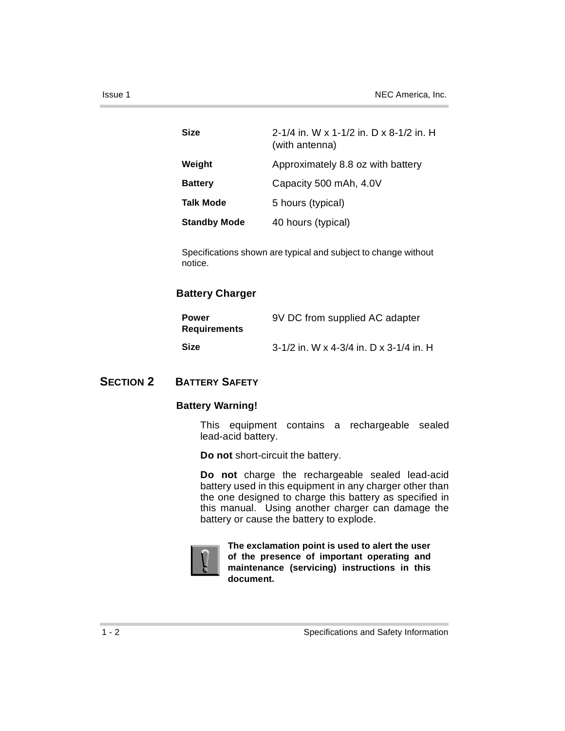| | |
|---|---|
| **Size** | 2-1/4 in. W x 1-1/2 in. D x 8-1/2 in. H (with antenna) |
| **Weight** | Approximately 8.8 oz with battery |
| **Battery** | Capacity 500 mAh, 4.0V |
| **Talk Mode** | 5 hours (typical) |
| **Standby Mode** | 40 hours (typical) |

Specifications shown are typical and subject to change without notice.

### Battery Charger

| | |
|---|---|
| **Power Requirements** | 9V DC from supplied AC adapter |
| **Size** | 3-1/2 in. W x 4-3/4 in. D x 3-1/4 in. H |

## SECTION 2 BATTERY SAFETY

### Battery Warning!

This equipment contains a rechargeable sealed lead-acid battery.

**Do not** short-circuit the battery.

**Do not** charge the rechargeable sealed lead-acid battery used in this equipment in any charger other than the one designed to charge this battery as specified in this manual. Using another charger can damage the battery or cause the battery to explode.

**The exclamation point is used to alert the user of the presence of important operating and maintenance (servicing) instructions in this document.**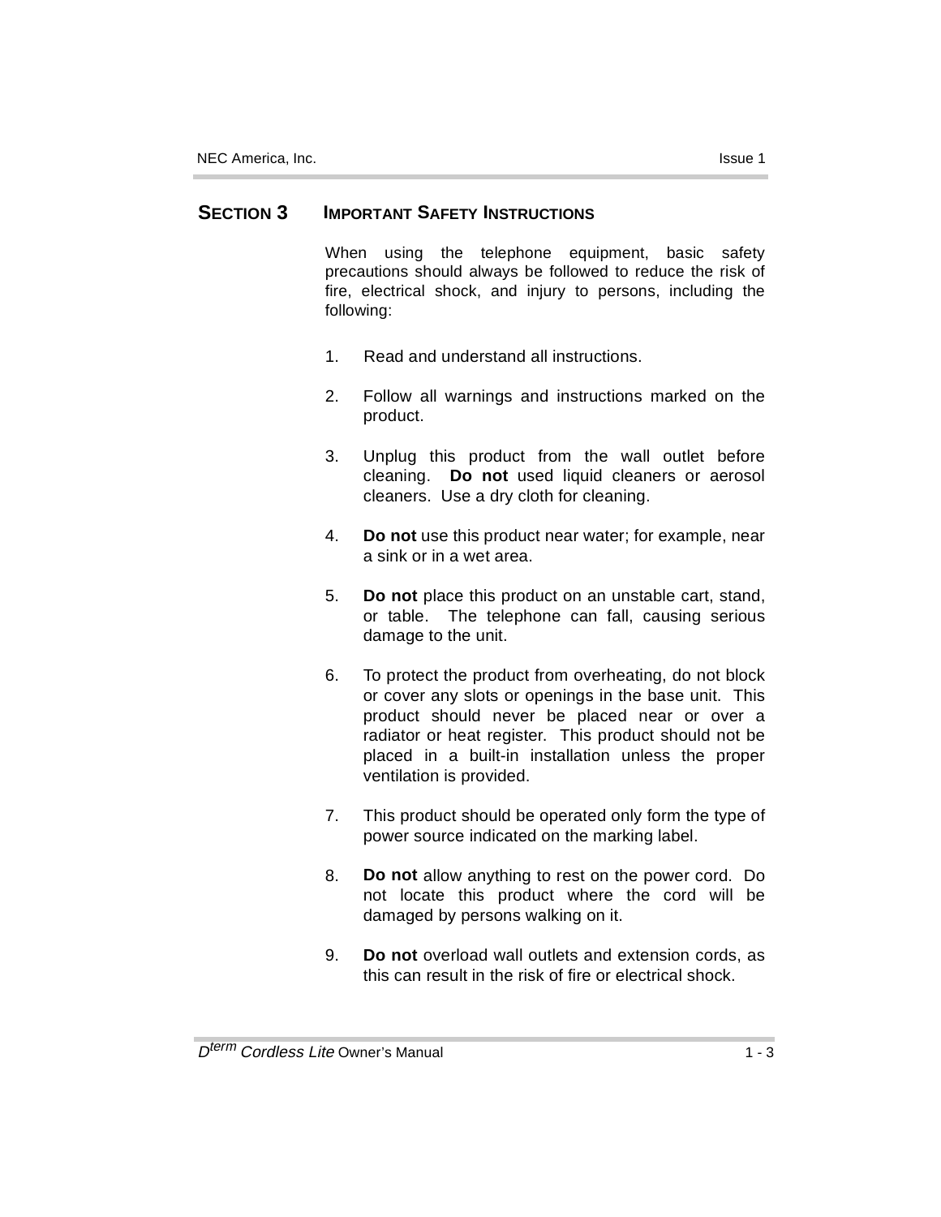## SECTION 3 IMPORTANT SAFETY INSTRUCTIONS

When using the telephone equipment, basic safety precautions should always be followed to reduce the risk of fire, electrical shock, and injury to persons, including the following:

1. Read and understand all instructions.

2. Follow all warnings and instructions marked on the product.

3. Unplug this product from the wall outlet before cleaning. **Do not** used liquid cleaners or aerosol cleaners. Use a dry cloth for cleaning.

4. **Do not** use this product near water; for example, near a sink or in a wet area.

5. **Do not** place this product on an unstable cart, stand, or table. The telephone can fall, causing serious damage to the unit.

6. To protect the product from overheating, do not block or cover any slots or openings in the base unit. This product should never be placed near or over a radiator or heat register. This product should not be placed in a built-in installation unless the proper ventilation is provided.

7. This product should be operated only form the type of power source indicated on the marking label.

8. **Do not** allow anything to rest on the power cord. Do not locate this product where the cord will be damaged by persons walking on it.

9. **Do not** overload wall outlets and extension cords, as this can result in the risk of fire or electrical shock.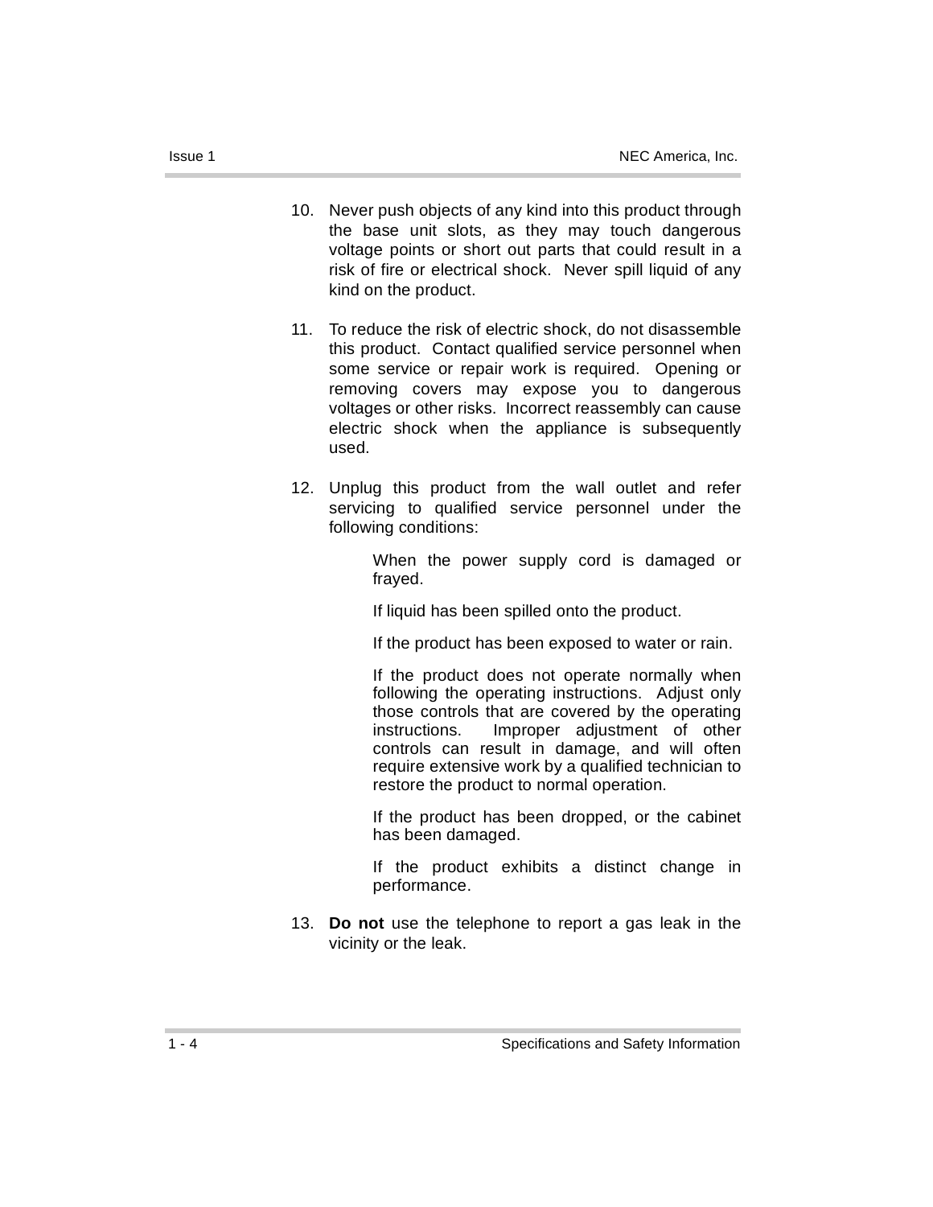10. Never push objects of any kind into this product through the base unit slots, as they may touch dangerous voltage points or short out parts that could result in a risk of fire or electrical shock. Never spill liquid of any kind on the product.

11. To reduce the risk of electric shock, do not disassemble this product. Contact qualified service personnel when some service or repair work is required. Opening or removing covers may expose you to dangerous voltages or other risks. Incorrect reassembly can cause electric shock when the appliance is subsequently used.

12. Unplug this product from the wall outlet and refer servicing to qualified service personnel under the following conditions:

    When the power supply cord is damaged or frayed.

    If liquid has been spilled onto the product.

    If the product has been exposed to water or rain.

    If the product does not operate normally when following the operating instructions. Adjust only those controls that are covered by the operating instructions. Improper adjustment of other controls can result in damage, and will often require extensive work by a qualified technician to restore the product to normal operation.

    If the product has been dropped, or the cabinet has been damaged.

    If the product exhibits a distinct change in performance.

13. **Do not** use the telephone to report a gas leak in the vicinity or the leak.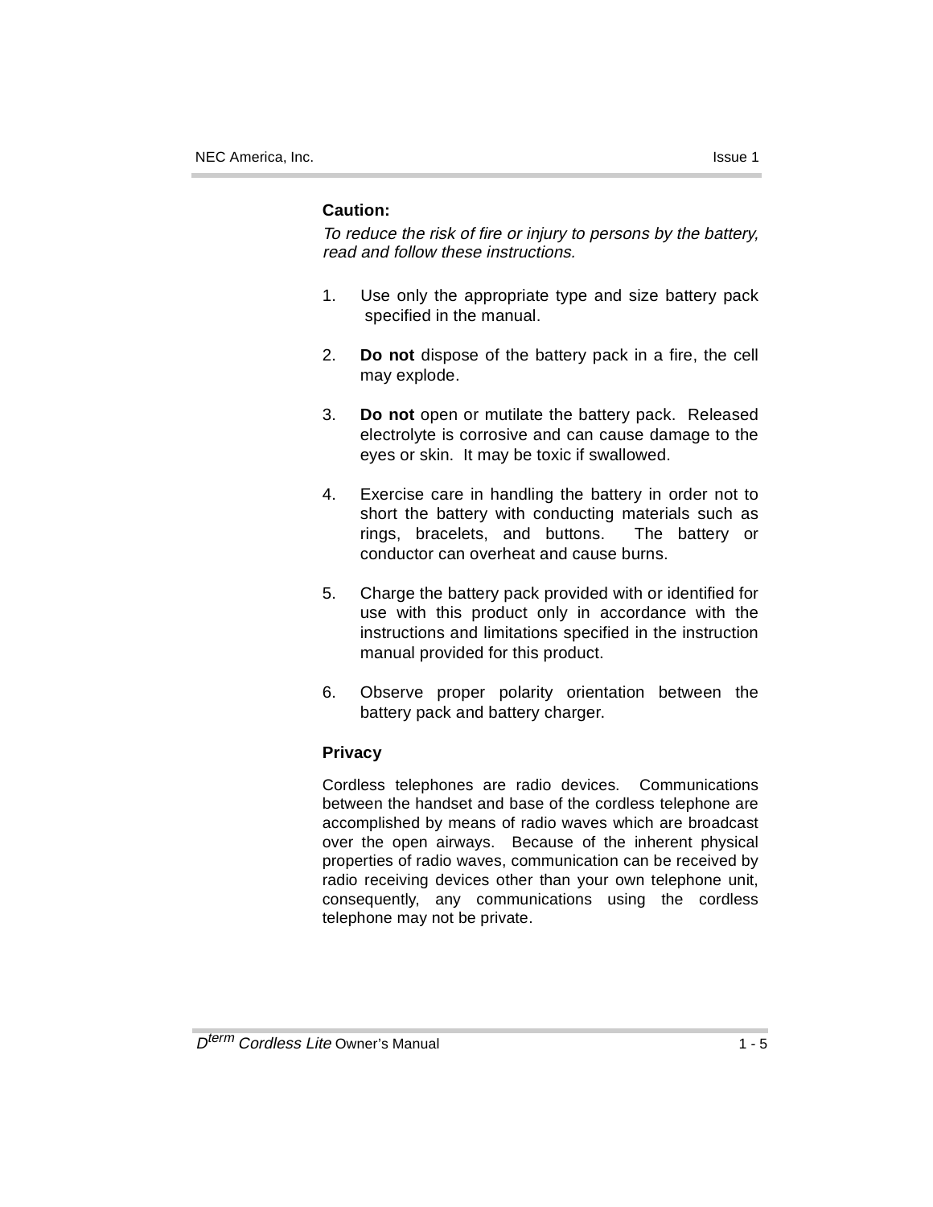**Caution:**

*To reduce the risk of fire or injury to persons by the battery, read and follow these instructions.*

1. Use only the appropriate type and size battery pack specified in the manual.

2. **Do not** dispose of the battery pack in a fire, the cell may explode.

3. **Do not** open or mutilate the battery pack. Released electrolyte is corrosive and can cause damage to the eyes or skin. It may be toxic if swallowed.

4. Exercise care in handling the battery in order not to short the battery with conducting materials such as rings, bracelets, and buttons. The battery or conductor can overheat and cause burns.

5. Charge the battery pack provided with or identified for use with this product only in accordance with the instructions and limitations specified in the instruction manual provided for this product.

6. Observe proper polarity orientation between the battery pack and battery charger.

**Privacy**

Cordless telephones are radio devices. Communications between the handset and base of the cordless telephone are accomplished by means of radio waves which are broadcast over the open airways. Because of the inherent physical properties of radio waves, communication can be received by radio receiving devices other than your own telephone unit, consequently, any communications using the cordless telephone may not be private.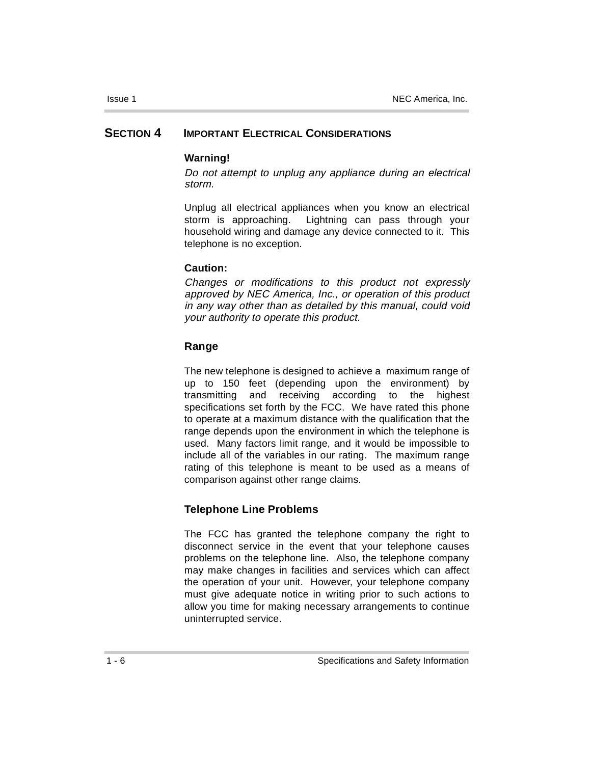## SECTION 4 IMPORTANT ELECTRICAL CONSIDERATIONS

**Warning!**

*Do not attempt to unplug any appliance during an electrical storm.*

Unplug all electrical appliances when you know an electrical storm is approaching. Lightning can pass through your household wiring and damage any device connected to it. This telephone is no exception.

**Caution:**

*Changes or modifications to this product not expressly approved by NEC America, Inc., or operation of this product in any way other than as detailed by this manual, could void your authority to operate this product.*

### Range

The new telephone is designed to achieve a maximum range of up to 150 feet (depending upon the environment) by transmitting and receiving according to the highest specifications set forth by the FCC. We have rated this phone to operate at a maximum distance with the qualification that the range depends upon the environment in which the telephone is used. Many factors limit range, and it would be impossible to include all of the variables in our rating. The maximum range rating of this telephone is meant to be used as a means of comparison against other range claims.

### Telephone Line Problems

The FCC has granted the telephone company the right to disconnect service in the event that your telephone causes problems on the telephone line. Also, the telephone company may make changes in facilities and services which can affect the operation of your unit. However, your telephone company must give adequate notice in writing prior to such actions to allow you time for making necessary arrangements to continue uninterrupted service.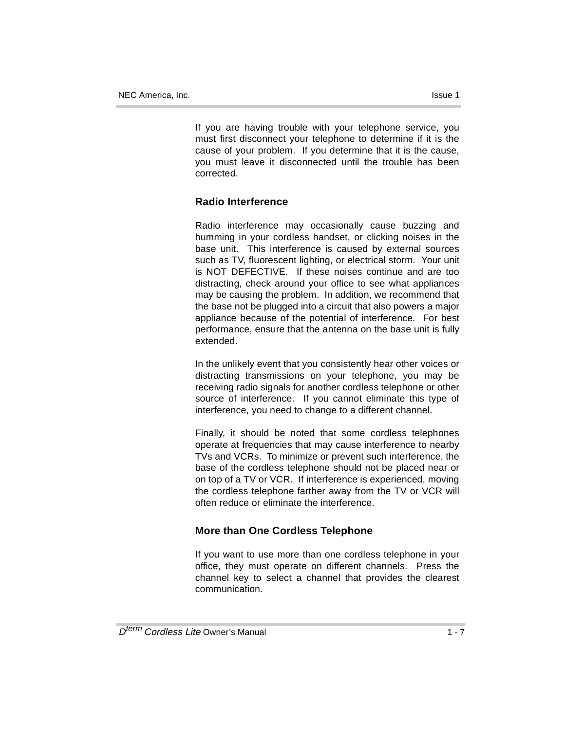If you are having trouble with your telephone service, you must first disconnect your telephone to determine if it is the cause of your problem. If you determine that it is the cause, you must leave it disconnected until the trouble has been corrected.

### Radio Interference

Radio interference may occasionally cause buzzing and humming in your cordless handset, or clicking noises in the base unit. This interference is caused by external sources such as TV, fluorescent lighting, or electrical storm. Your unit is NOT DEFECTIVE. If these noises continue and are too distracting, check around your office to see what appliances may be causing the problem. In addition, we recommend that the base not be plugged into a circuit that also powers a major appliance because of the potential of interference. For best performance, ensure that the antenna on the base unit is fully extended.

In the unlikely event that you consistently hear other voices or distracting transmissions on your telephone, you may be receiving radio signals for another cordless telephone or other source of interference. If you cannot eliminate this type of interference, you need to change to a different channel.

Finally, it should be noted that some cordless telephones operate at frequencies that may cause interference to nearby TVs and VCRs. To minimize or prevent such interference, the base of the cordless telephone should not be placed near or on top of a TV or VCR. If interference is experienced, moving the cordless telephone farther away from the TV or VCR will often reduce or eliminate the interference.

### More than One Cordless Telephone

If you want to use more than one cordless telephone in your office, they must operate on different channels. Press the channel key to select a channel that provides the clearest communication.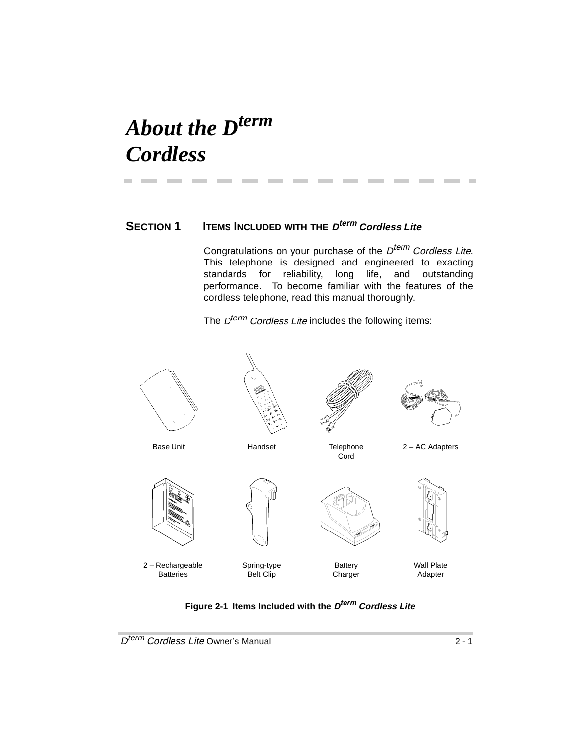# About the D^term Cordless

## SECTION 1 ITEMS INCLUDED WITH THE *D^term Cordless Lite*

Congratulations on your purchase of the *D^term Cordless Lite*. This telephone is designed and engineered to exacting standards for reliability, long life, and outstanding performance. To become familiar with the features of the cordless telephone, read this manual thoroughly.

The *D^term Cordless Lite* includes the following items:

Base Unit

Handset

Telephone Cord

2 – AC Adapters

2 – Rechargeable Batteries

Spring-type Belt Clip

Battery Charger

Wall Plate Adapter

**Figure 2-1 Items Included with the *D^term Cordless Lite***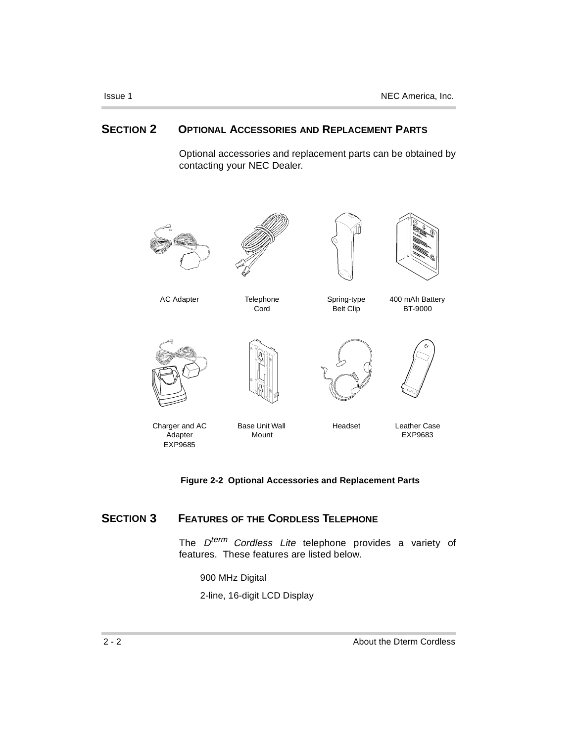## SECTION 2 OPTIONAL ACCESSORIES AND REPLACEMENT PARTS

Optional accessories and replacement parts can be obtained by contacting your NEC Dealer.

AC Adapter

Telephone Cord

Spring-type Belt Clip

400 mAh Battery BT-9000

Charger and AC Adapter EXP9685

Base Unit Wall Mount

Headset

Leather Case EXP9683

**Figure 2-2 Optional Accessories and Replacement Parts**

## SECTION 3 FEATURES OF THE CORDLESS TELEPHONE

The *D$^{term}$ Cordless Lite* telephone provides a variety of features. These features are listed below.

900 MHz Digital

2-line, 16-digit LCD Display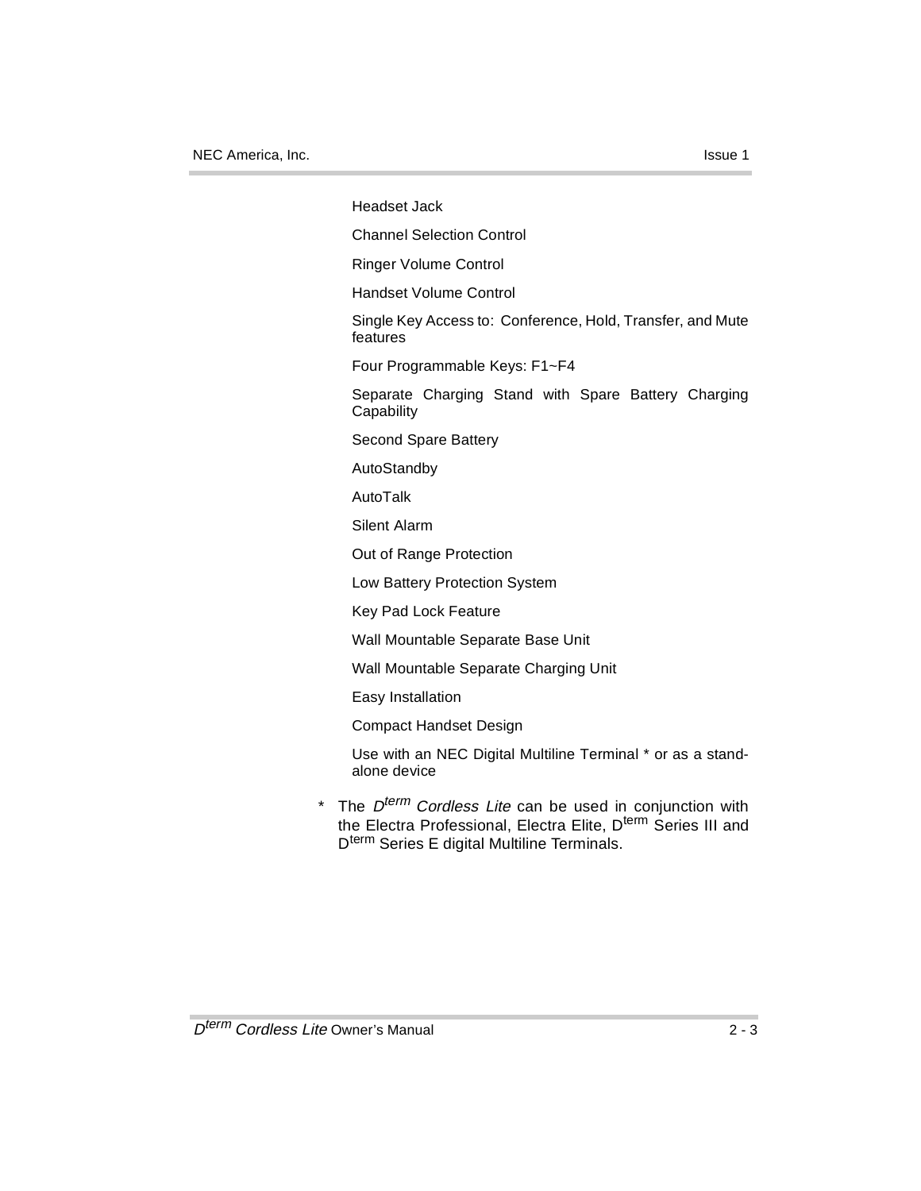Headset Jack

Channel Selection Control

Ringer Volume Control

Handset Volume Control

Single Key Access to: Conference, Hold, Transfer, and Mute features

Four Programmable Keys: F1~F4

Separate Charging Stand with Spare Battery Charging Capability

Second Spare Battery

AutoStandby

AutoTalk

Silent Alarm

Out of Range Protection

Low Battery Protection System

Key Pad Lock Feature

Wall Mountable Separate Base Unit

Wall Mountable Separate Charging Unit

Easy Installation

Compact Handset Design

Use with an NEC Digital Multiline Terminal * or as a stand-alone device

\* The *D^term Cordless Lite* can be used in conjunction with the Electra Professional, Electra Elite, D^term Series III and D^term Series E digital Multiline Terminals.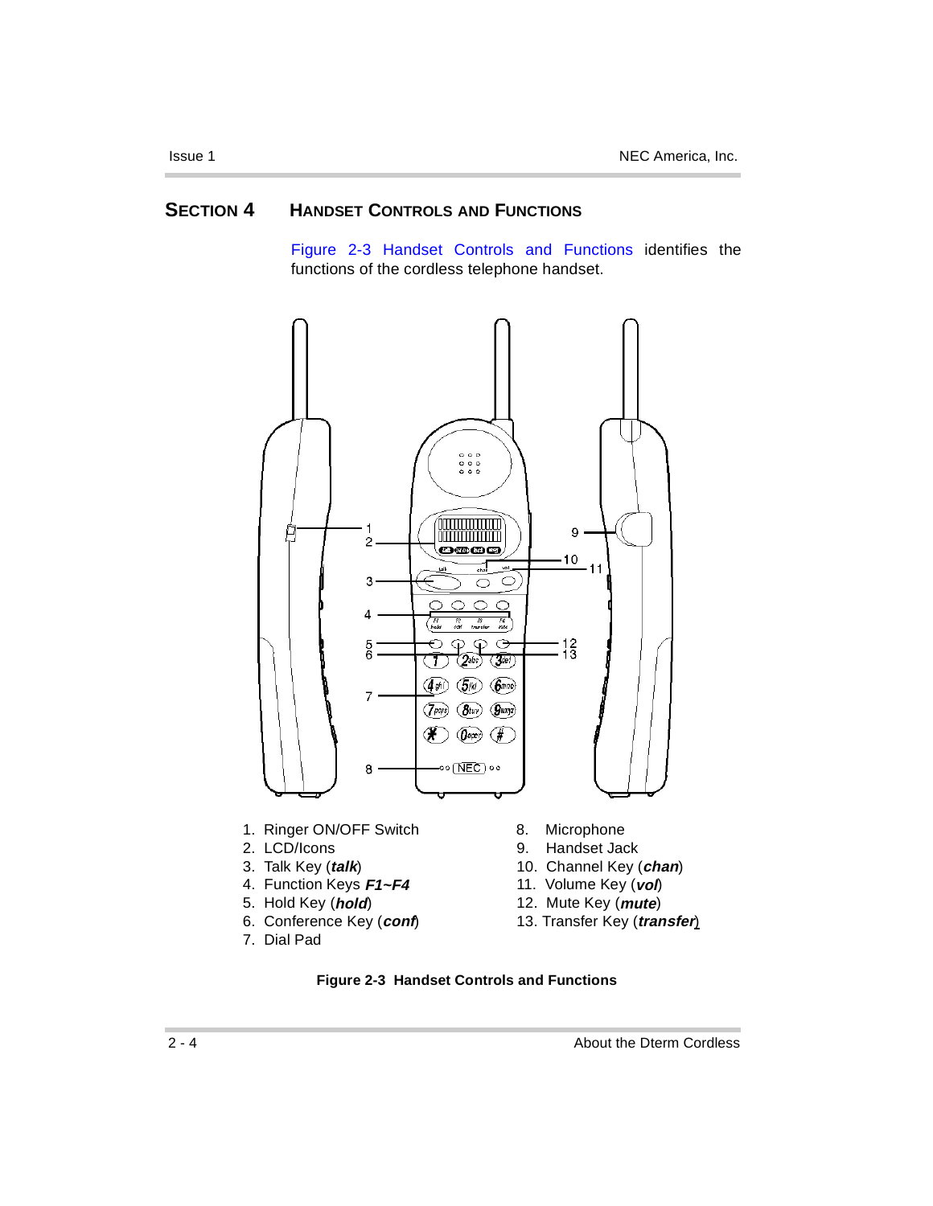## SECTION 4 HANDSET CONTROLS AND FUNCTIONS

Figure 2-3 Handset Controls and Functions identifies the functions of the cordless telephone handset.

1. Ringer ON/OFF Switch
2. LCD/Icons
3. Talk Key (***talk***)
4. Function Keys ***F1~F4***
5. Hold Key (***hold***)
6. Conference Key (***conf***)
7. Dial Pad
8. Microphone
9. Handset Jack
10. Channel Key (***chan***)
11. Volume Key (***vol***)
12. Mute Key (***mute***)
13. Transfer Key (***transfer***)

**Figure 2-3 Handset Controls and Functions**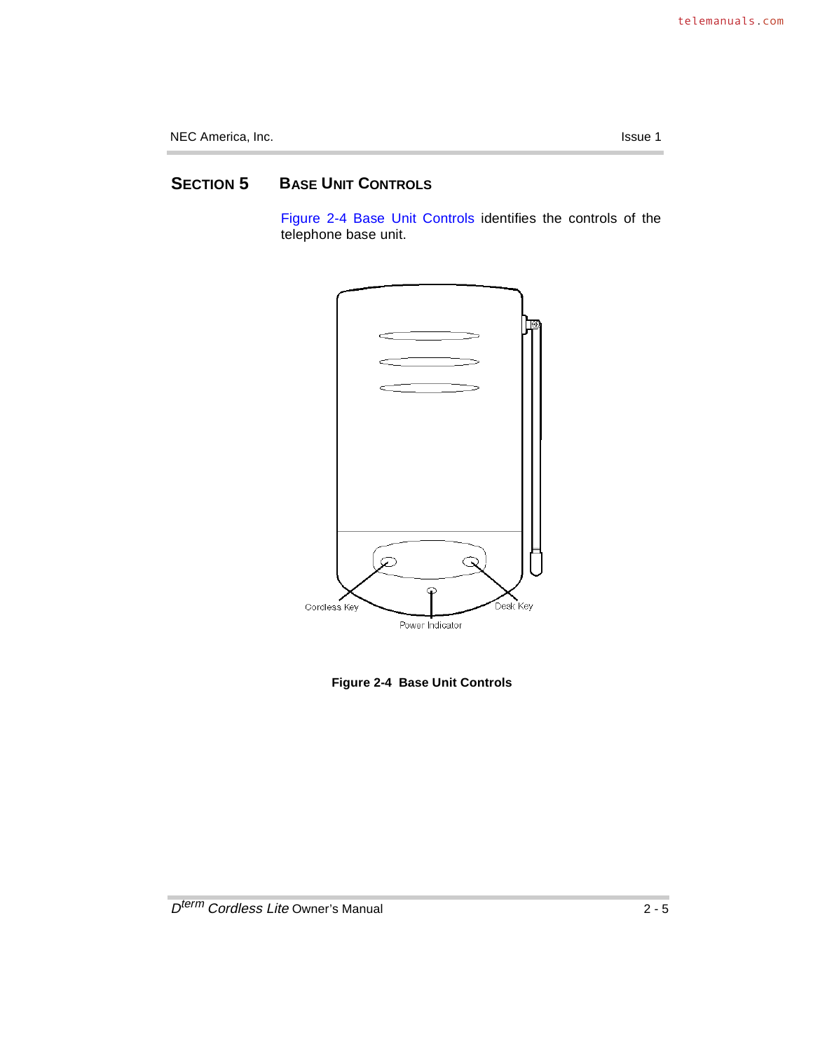## SECTION 5 BASE UNIT CONTROLS

Figure 2-4 Base Unit Controls identifies the controls of the telephone base unit.

Cordless Key

Desk Key

Power Indicator

**Figure 2-4 Base Unit Controls**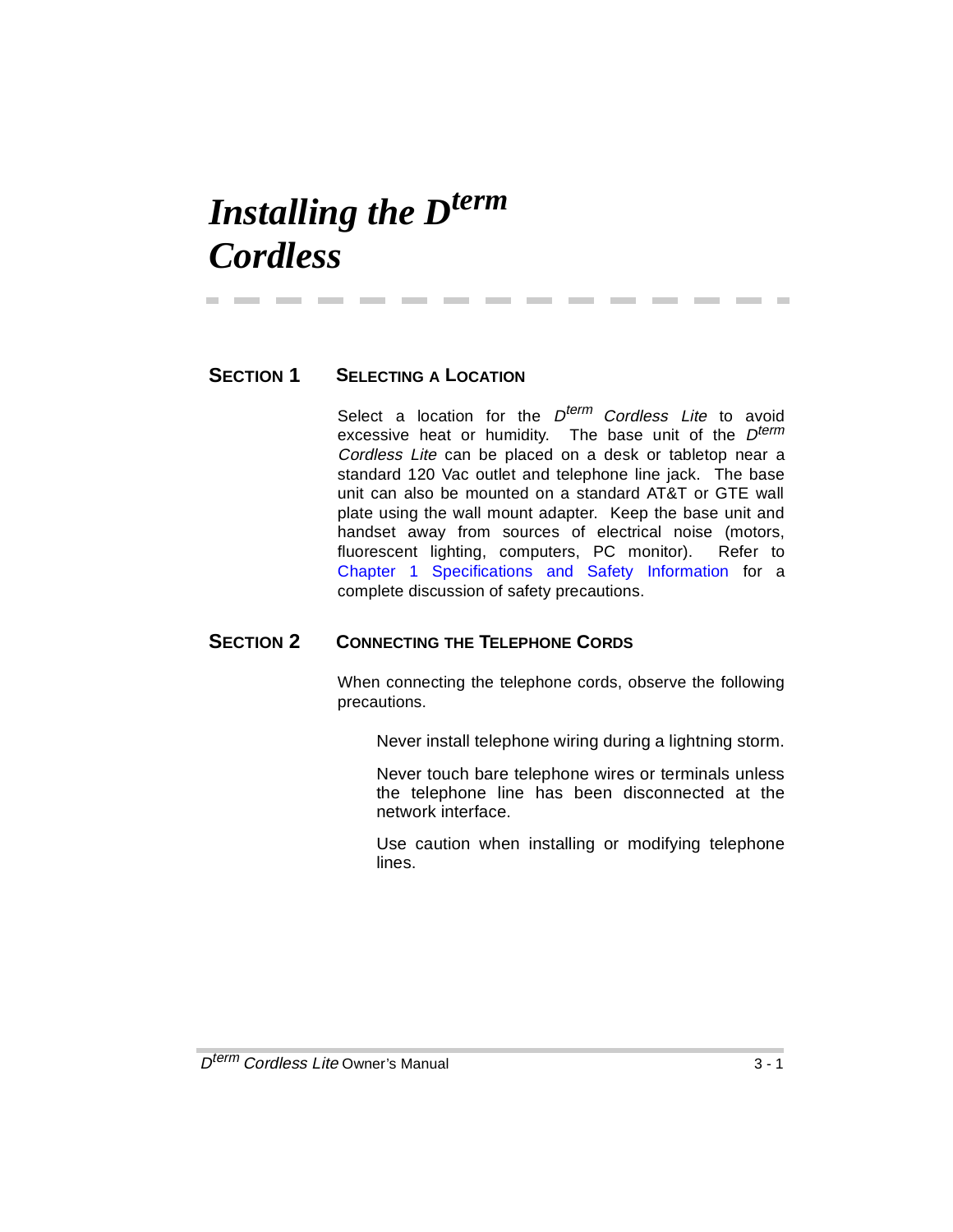# *Installing the D*term *Cordless*

## SECTION 1 SELECTING A LOCATION

Select a location for the *D*term *Cordless Lite* to avoid excessive heat or humidity. The base unit of the *D*term *Cordless Lite* can be placed on a desk or tabletop near a standard 120 Vac outlet and telephone line jack. The base unit can also be mounted on a standard AT&T or GTE wall plate using the wall mount adapter. Keep the base unit and handset away from sources of electrical noise (motors, fluorescent lighting, computers, PC monitor). Refer to Chapter 1 Specifications and Safety Information for a complete discussion of safety precautions.

## SECTION 2 CONNECTING THE TELEPHONE CORDS

When connecting the telephone cords, observe the following precautions.

Never install telephone wiring during a lightning storm.

Never touch bare telephone wires or terminals unless the telephone line has been disconnected at the network interface.

Use caution when installing or modifying telephone lines.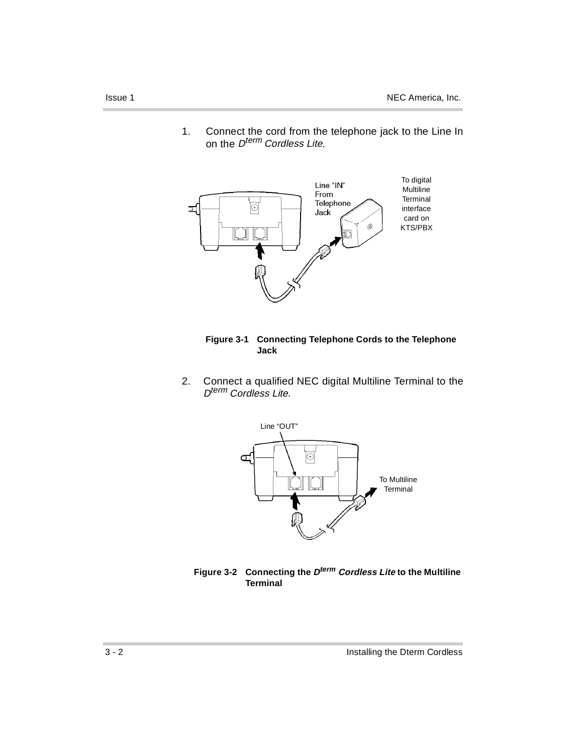1. Connect the cord from the telephone jack to the Line In on the *D[term] Cordless Lite*.

Line "IN" From Telephone Jack

To digital Multiline Terminal interface card on KTS/PBX

**Figure 3-1 Connecting Telephone Cords to the Telephone Jack**

2. Connect a qualified NEC digital Multiline Terminal to the *D[term] Cordless Lite*.

Line "OUT"

To Multiline Terminal

**Figure 3-2 Connecting the *D[term] Cordless Lite* to the Multiline Terminal**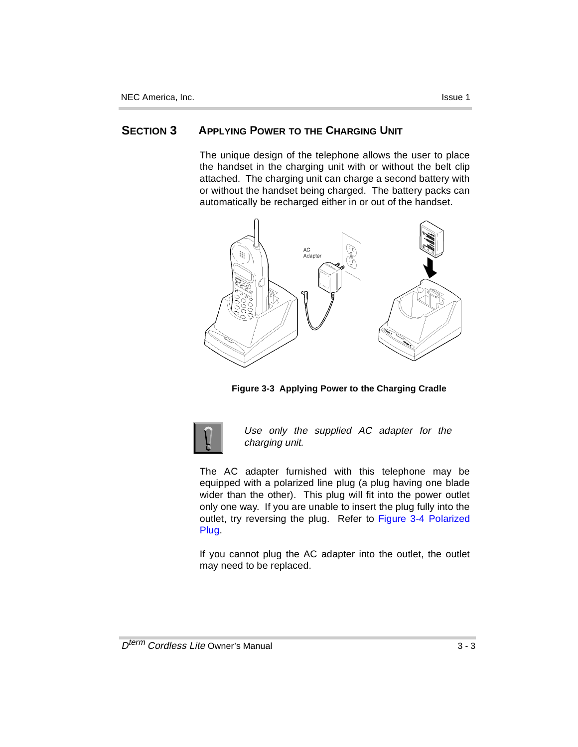## SECTION 3 APPLYING POWER TO THE CHARGING UNIT

The unique design of the telephone allows the user to place the handset in the charging unit with or without the belt clip attached. The charging unit can charge a second battery with or without the handset being charged. The battery packs can automatically be recharged either in or out of the handset.

**Figure 3-3 Applying Power to the Charging Cradle**

*Use only the supplied AC adapter for the charging unit.*

The AC adapter furnished with this telephone may be equipped with a polarized line plug (a plug having one blade wider than the other). This plug will fit into the power outlet only one way. If you are unable to insert the plug fully into the outlet, try reversing the plug. Refer to Figure 3-4 Polarized Plug.

If you cannot plug the AC adapter into the outlet, the outlet may need to be replaced.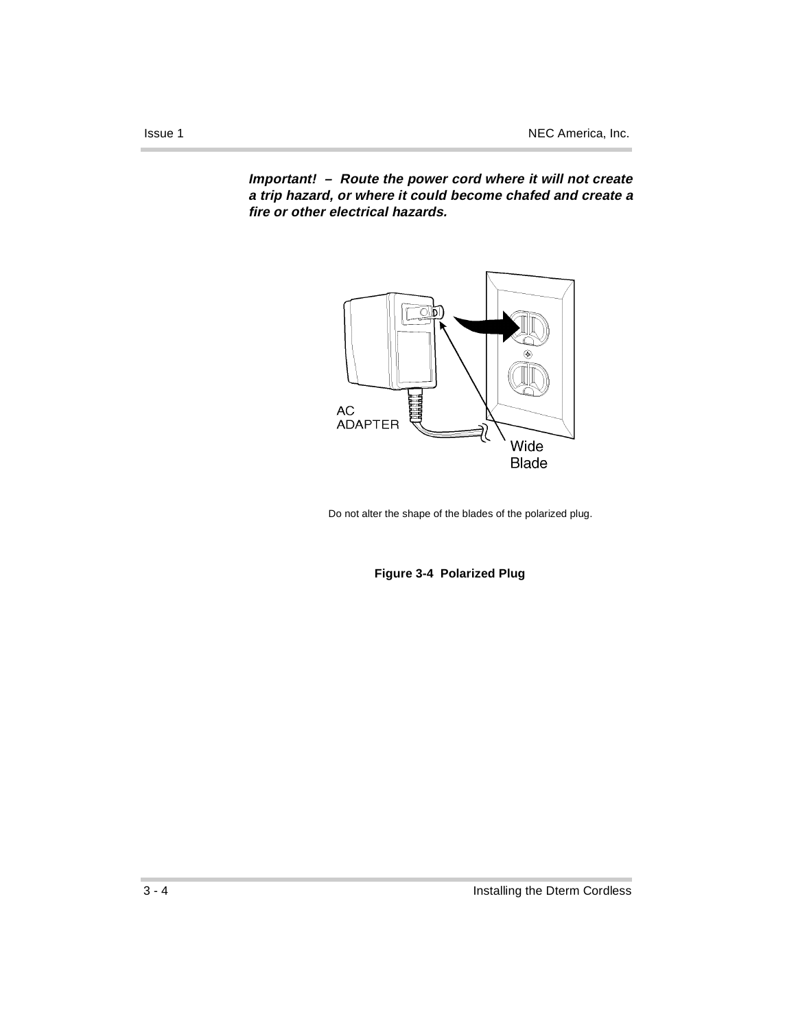***Important! – Route the power cord where it will not create a trip hazard, or where it could become chafed and create a fire or other electrical hazards.***

AC ADAPTER

Wide Blade

Do not alter the shape of the blades of the polarized plug.

**Figure 3-4 Polarized Plug**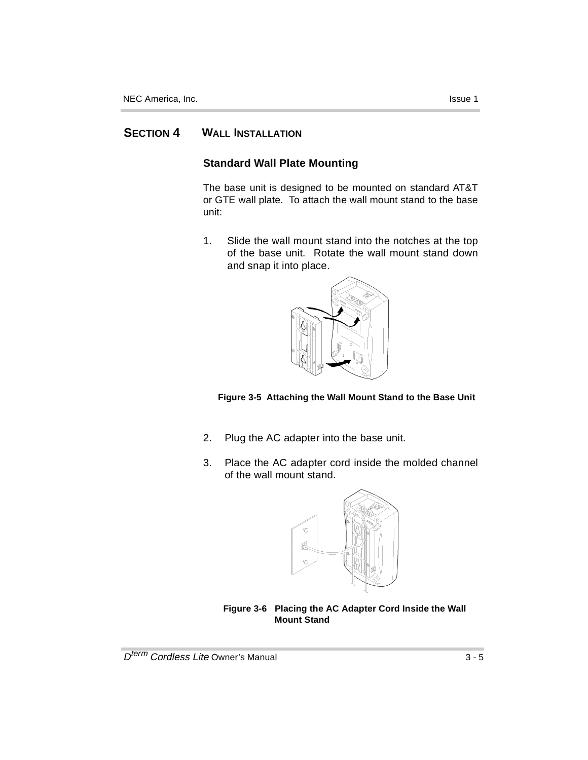# SECTION 4 WALL INSTALLATION

## Standard Wall Plate Mounting

The base unit is designed to be mounted on standard AT&T or GTE wall plate. To attach the wall mount stand to the base unit:

1. Slide the wall mount stand into the notches at the top of the base unit. Rotate the wall mount stand down and snap it into place.

**Figure 3-5 Attaching the Wall Mount Stand to the Base Unit**

2. Plug the AC adapter into the base unit.

3. Place the AC adapter cord inside the molded channel of the wall mount stand.

**Figure 3-6 Placing the AC Adapter Cord Inside the Wall Mount Stand**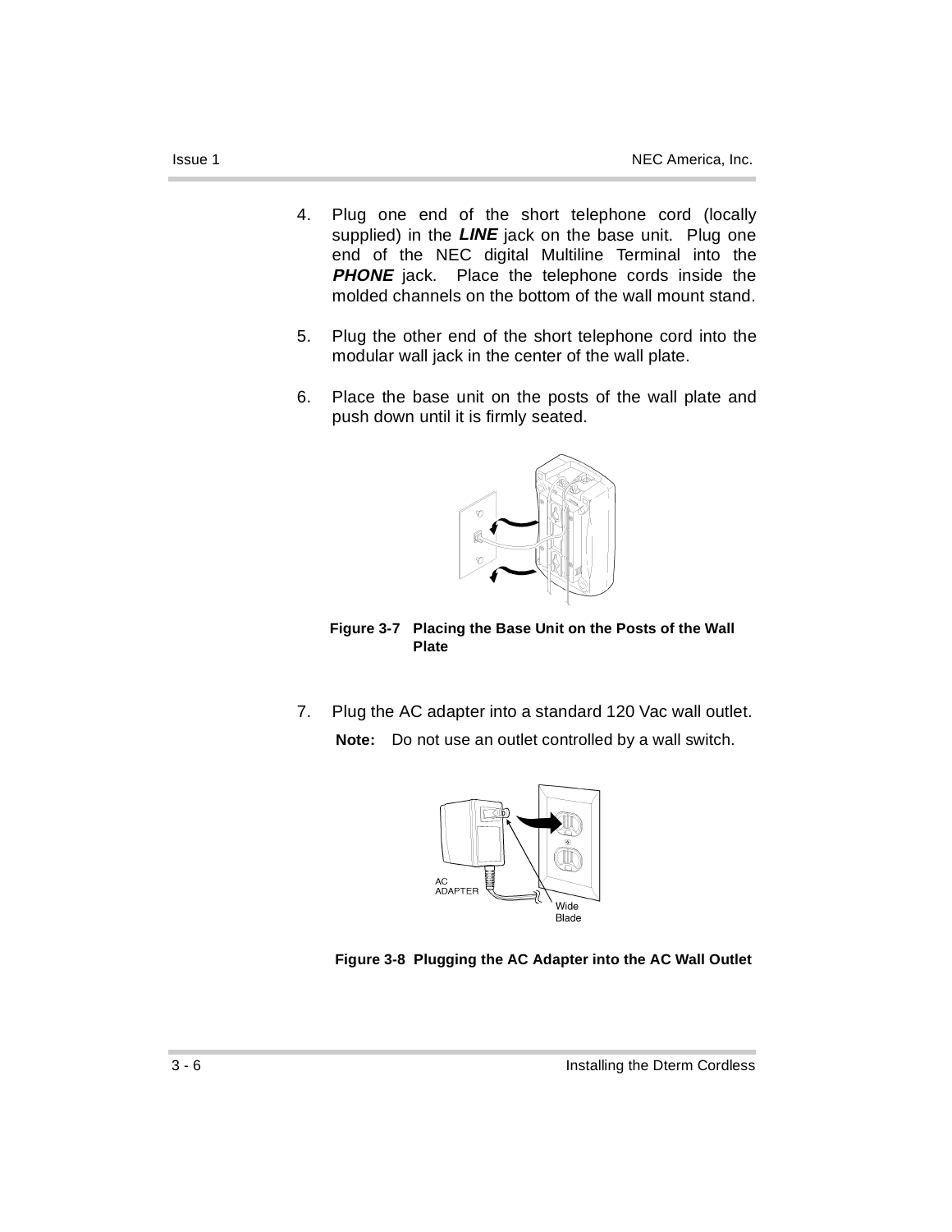4. Plug one end of the short telephone cord (locally supplied) in the ***LINE*** jack on the base unit. Plug one end of the NEC digital Multiline Terminal into the ***PHONE*** jack. Place the telephone cords inside the molded channels on the bottom of the wall mount stand.

5. Plug the other end of the short telephone cord into the modular wall jack in the center of the wall plate.

6. Place the base unit on the posts of the wall plate and push down until it is firmly seated.

**Figure 3-7 Placing the Base Unit on the Posts of the Wall Plate**

7. Plug the AC adapter into a standard 120 Vac wall outlet.

   **Note:** Do not use an outlet controlled by a wall switch.

**Figure 3-8 Plugging the AC Adapter into the AC Wall Outlet**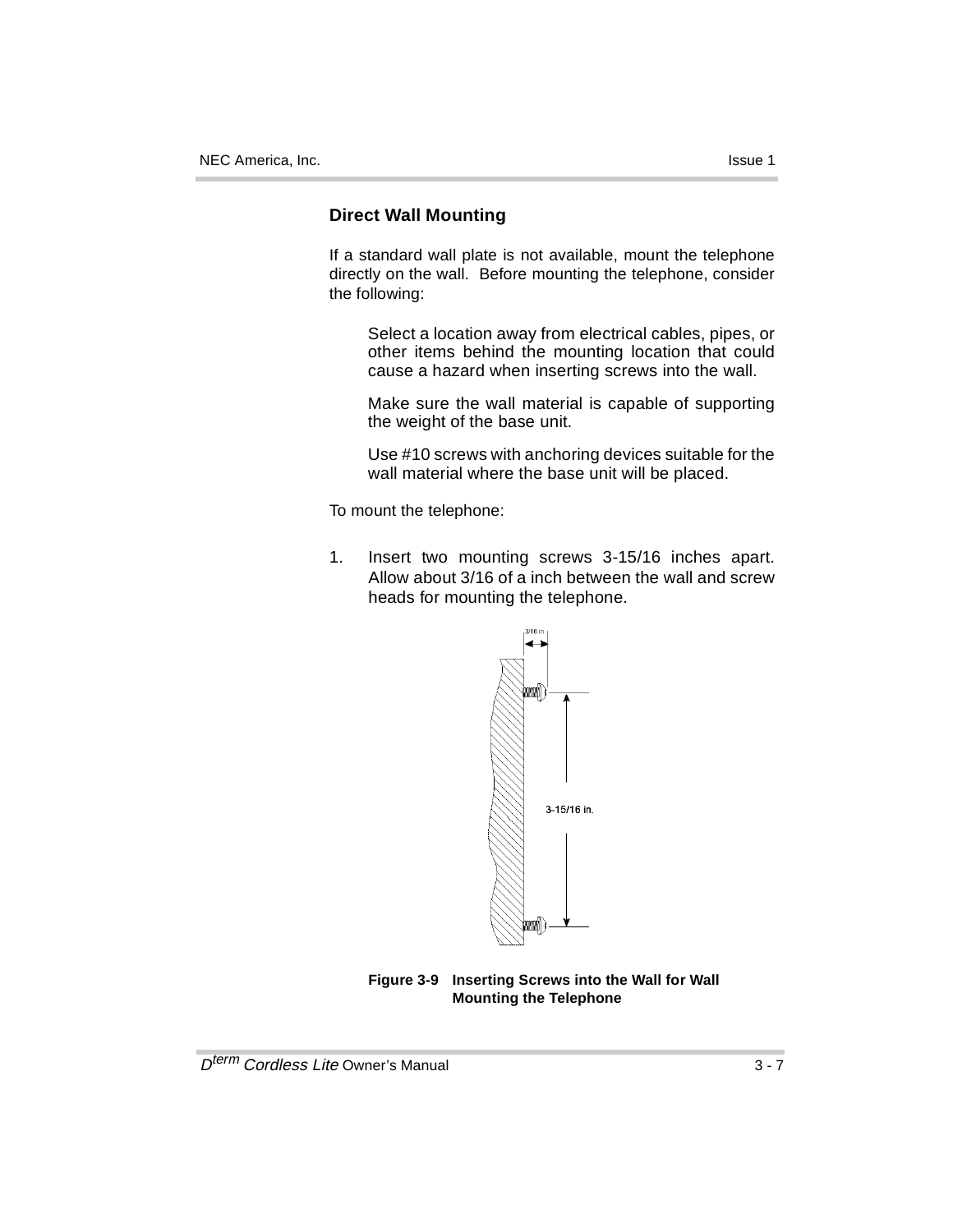## Direct Wall Mounting

If a standard wall plate is not available, mount the telephone directly on the wall. Before mounting the telephone, consider the following:

Select a location away from electrical cables, pipes, or other items behind the mounting location that could cause a hazard when inserting screws into the wall.

Make sure the wall material is capable of supporting the weight of the base unit.

Use #10 screws with anchoring devices suitable for the wall material where the base unit will be placed.

To mount the telephone:

1. Insert two mounting screws 3-15/16 inches apart. Allow about 3/16 of a inch between the wall and screw heads for mounting the telephone.

3/16 in

3-15/16 in.

**Figure 3-9 Inserting Screws into the Wall for Wall Mounting the Telephone**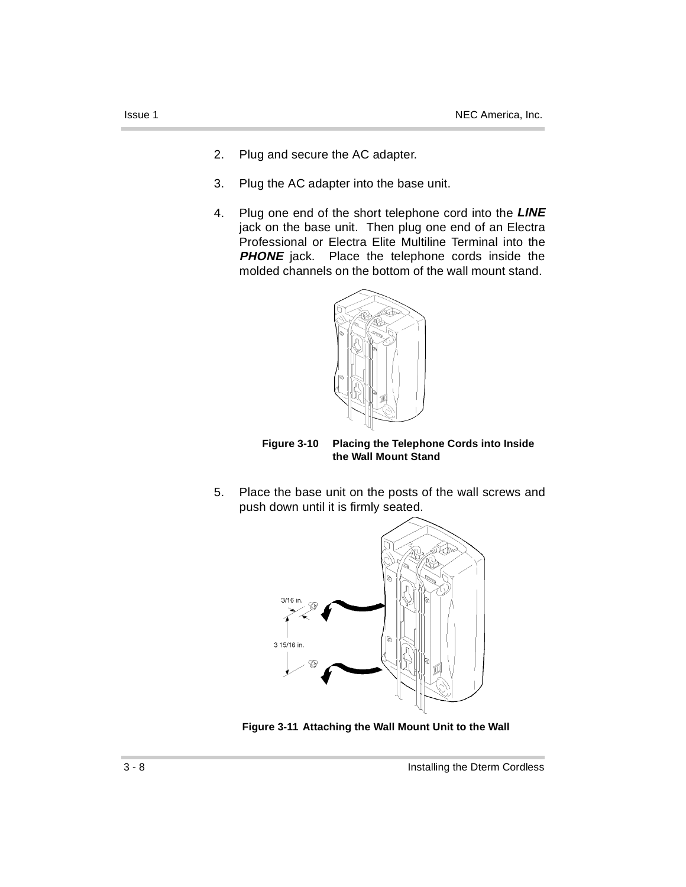2. Plug and secure the AC adapter.

3. Plug the AC adapter into the base unit.

4. Plug one end of the short telephone cord into the ***LINE*** jack on the base unit. Then plug one end of an Electra Professional or Electra Elite Multiline Terminal into the ***PHONE*** jack. Place the telephone cords inside the molded channels on the bottom of the wall mount stand.

**Figure 3-10 Placing the Telephone Cords into Inside the Wall Mount Stand**

5. Place the base unit on the posts of the wall screws and push down until it is firmly seated.

**Figure 3-11 Attaching the Wall Mount Unit to the Wall**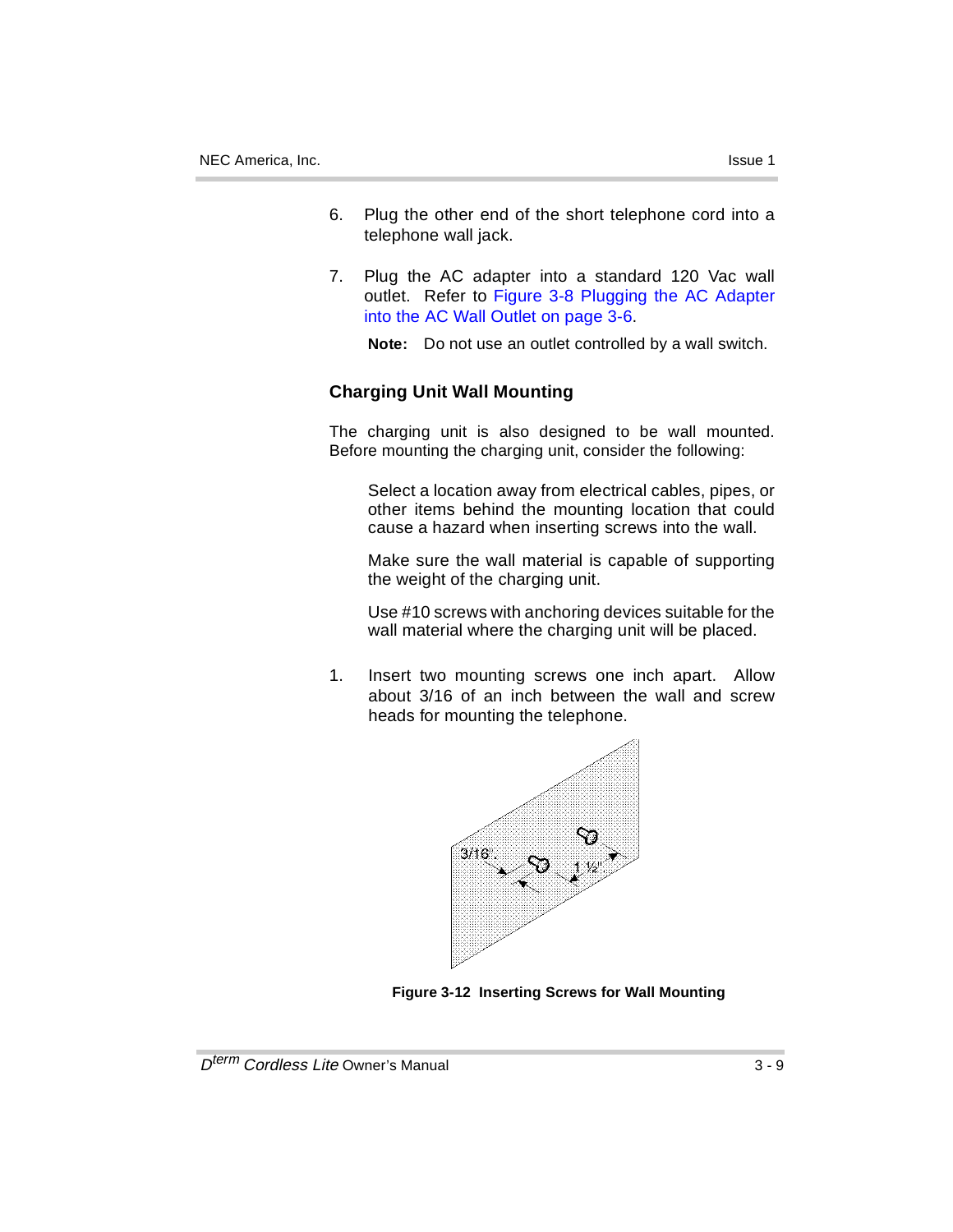6. Plug the other end of the short telephone cord into a telephone wall jack.

7. Plug the AC adapter into a standard 120 Vac wall outlet. Refer to Figure 3-8 Plugging the AC Adapter into the AC Wall Outlet on page 3-6.

   **Note:** Do not use an outlet controlled by a wall switch.

### Charging Unit Wall Mounting

The charging unit is also designed to be wall mounted. Before mounting the charging unit, consider the following:

Select a location away from electrical cables, pipes, or other items behind the mounting location that could cause a hazard when inserting screws into the wall.

Make sure the wall material is capable of supporting the weight of the charging unit.

Use #10 screws with anchoring devices suitable for the wall material where the charging unit will be placed.

1. Insert two mounting screws one inch apart. Allow about 3/16 of an inch between the wall and screw heads for mounting the telephone.

**Figure 3-12 Inserting Screws for Wall Mounting**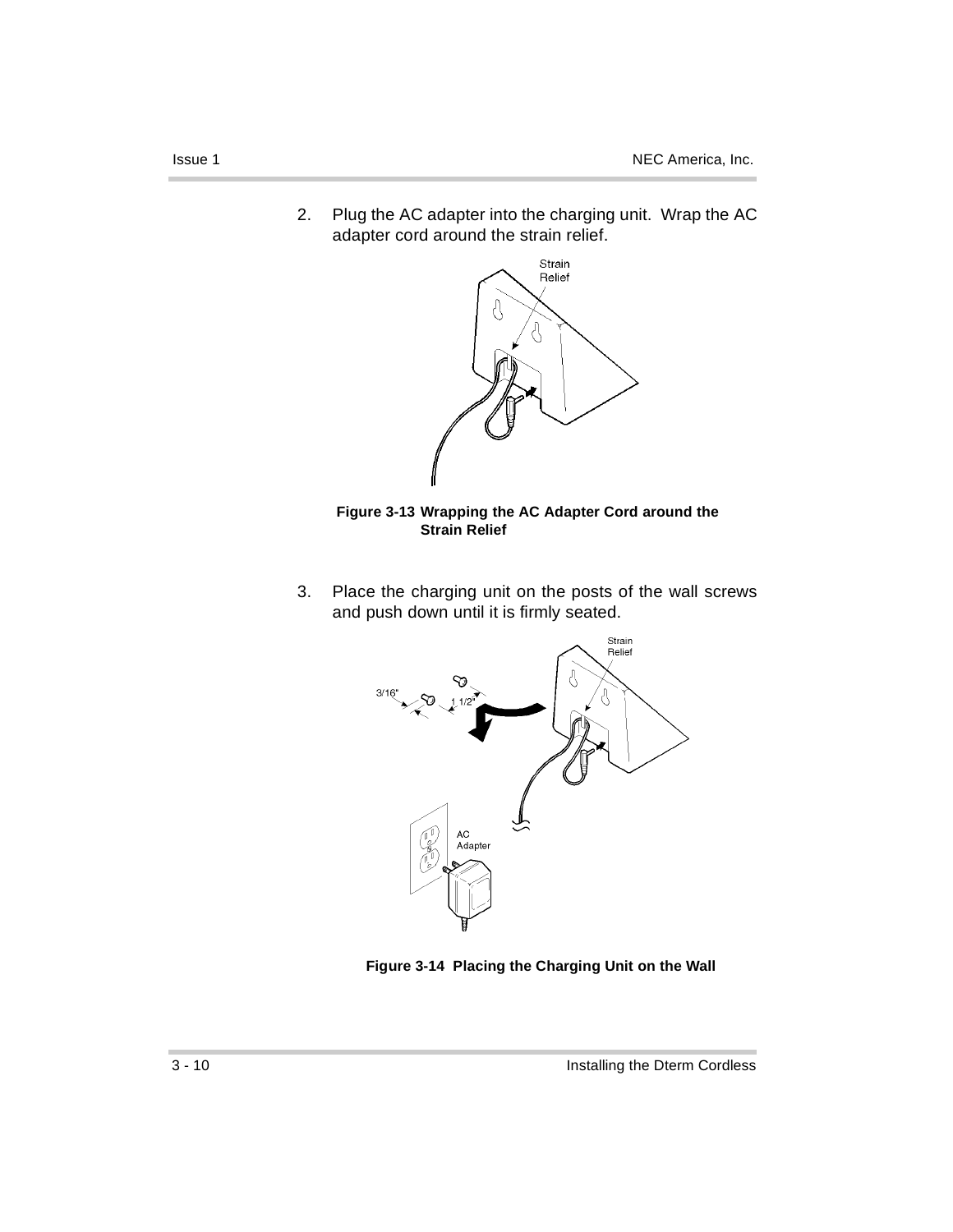2. Plug the AC adapter into the charging unit. Wrap the AC adapter cord around the strain relief.

**Figure 3-13 Wrapping the AC Adapter Cord around the Strain Relief**

3. Place the charging unit on the posts of the wall screws and push down until it is firmly seated.

**Figure 3-14 Placing the Charging Unit on the Wall**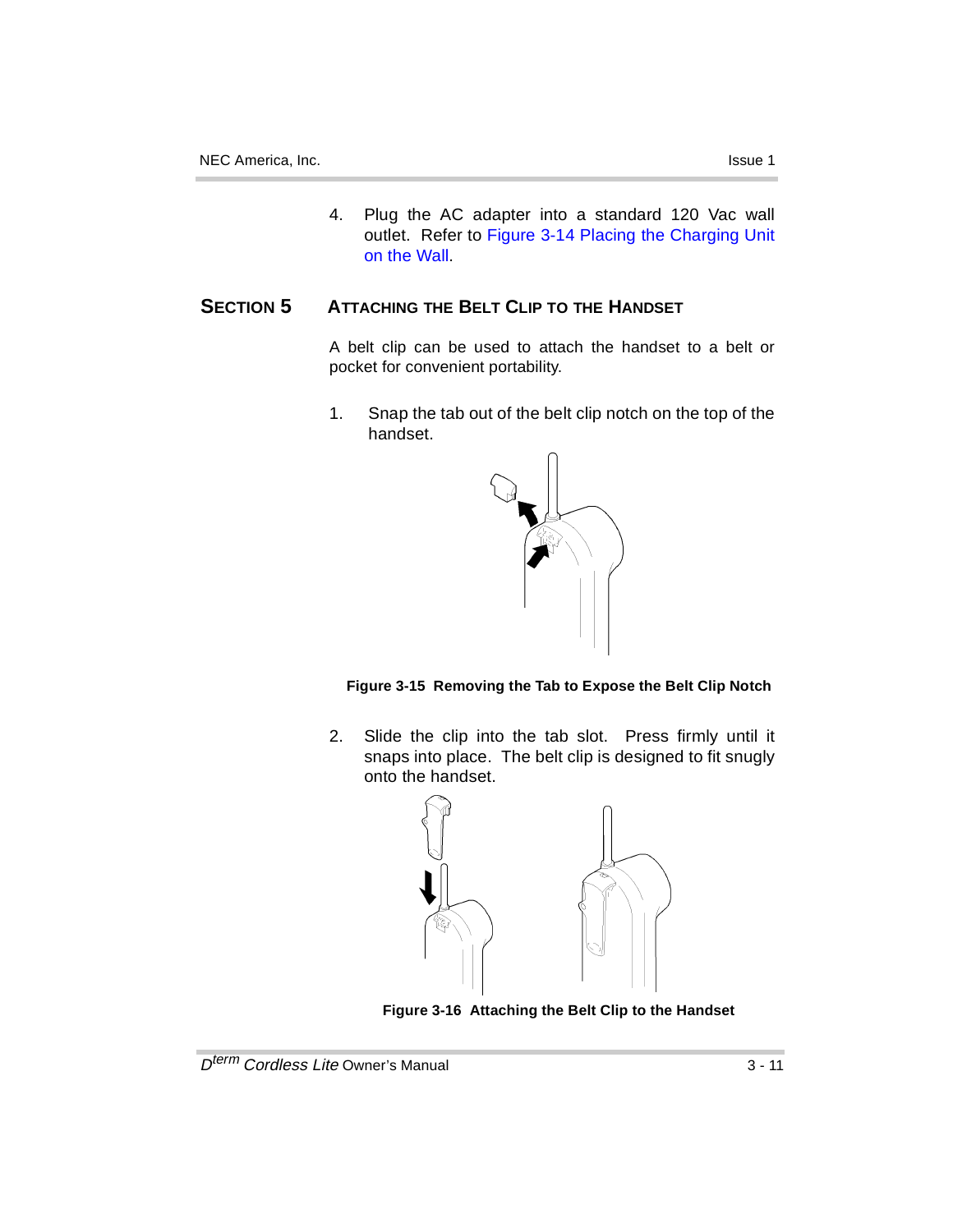4. Plug the AC adapter into a standard 120 Vac wall outlet. Refer to Figure 3-14 Placing the Charging Unit on the Wall.

## SECTION 5 ATTACHING THE BELT CLIP TO THE HANDSET

A belt clip can be used to attach the handset to a belt or pocket for convenient portability.

1. Snap the tab out of the belt clip notch on the top of the handset.

**Figure 3-15 Removing the Tab to Expose the Belt Clip Notch**

2. Slide the clip into the tab slot. Press firmly until it snaps into place. The belt clip is designed to fit snugly onto the handset.

**Figure 3-16 Attaching the Belt Clip to the Handset**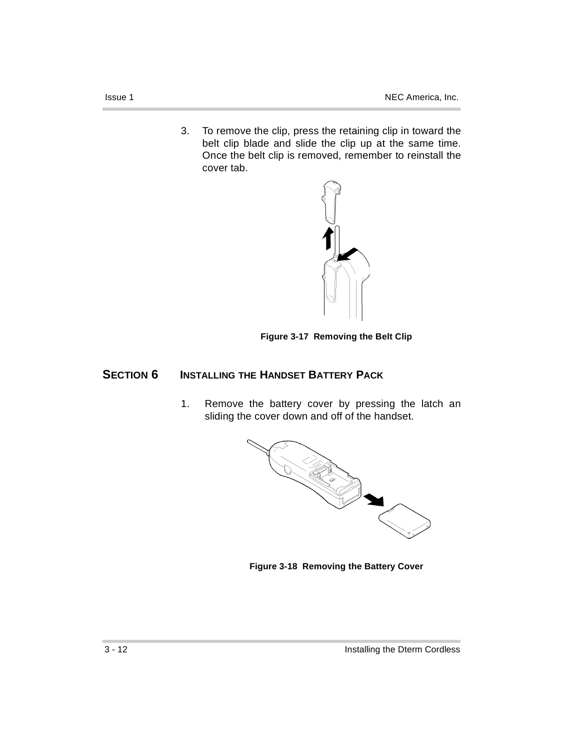3. To remove the clip, press the retaining clip in toward the belt clip blade and slide the clip up at the same time. Once the belt clip is removed, remember to reinstall the cover tab.

**Figure 3-17 Removing the Belt Clip**

## SECTION 6 INSTALLING THE HANDSET BATTERY PACK

1. Remove the battery cover by pressing the latch an sliding the cover down and off of the handset.

**Figure 3-18 Removing the Battery Cover**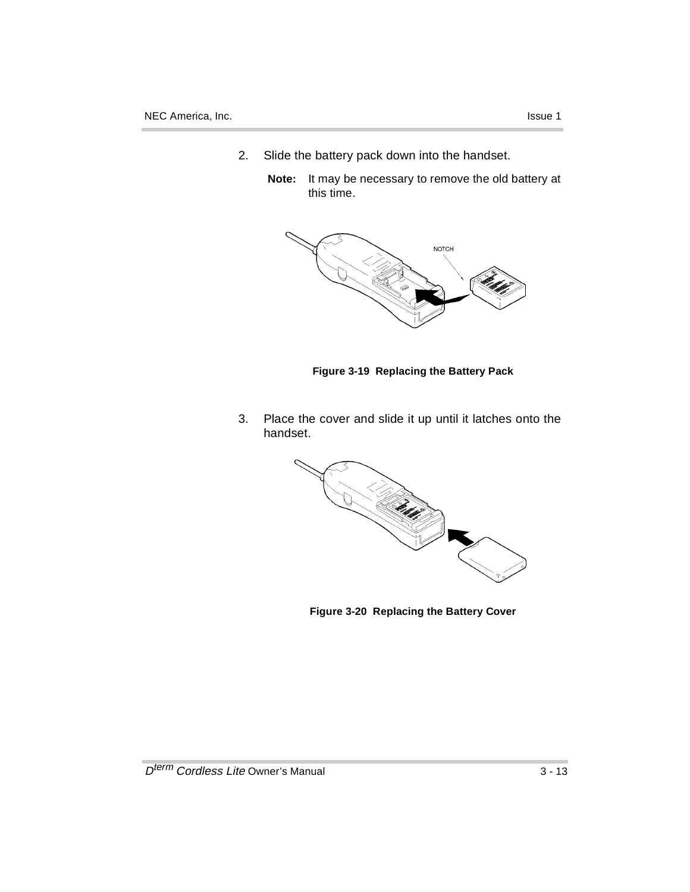2. Slide the battery pack down into the handset.

   **Note:** It may be necessary to remove the old battery at this time.

NOTCH

**Figure 3-19 Replacing the Battery Pack**

3. Place the cover and slide it up until it latches onto the handset.

**Figure 3-20 Replacing the Battery Cover**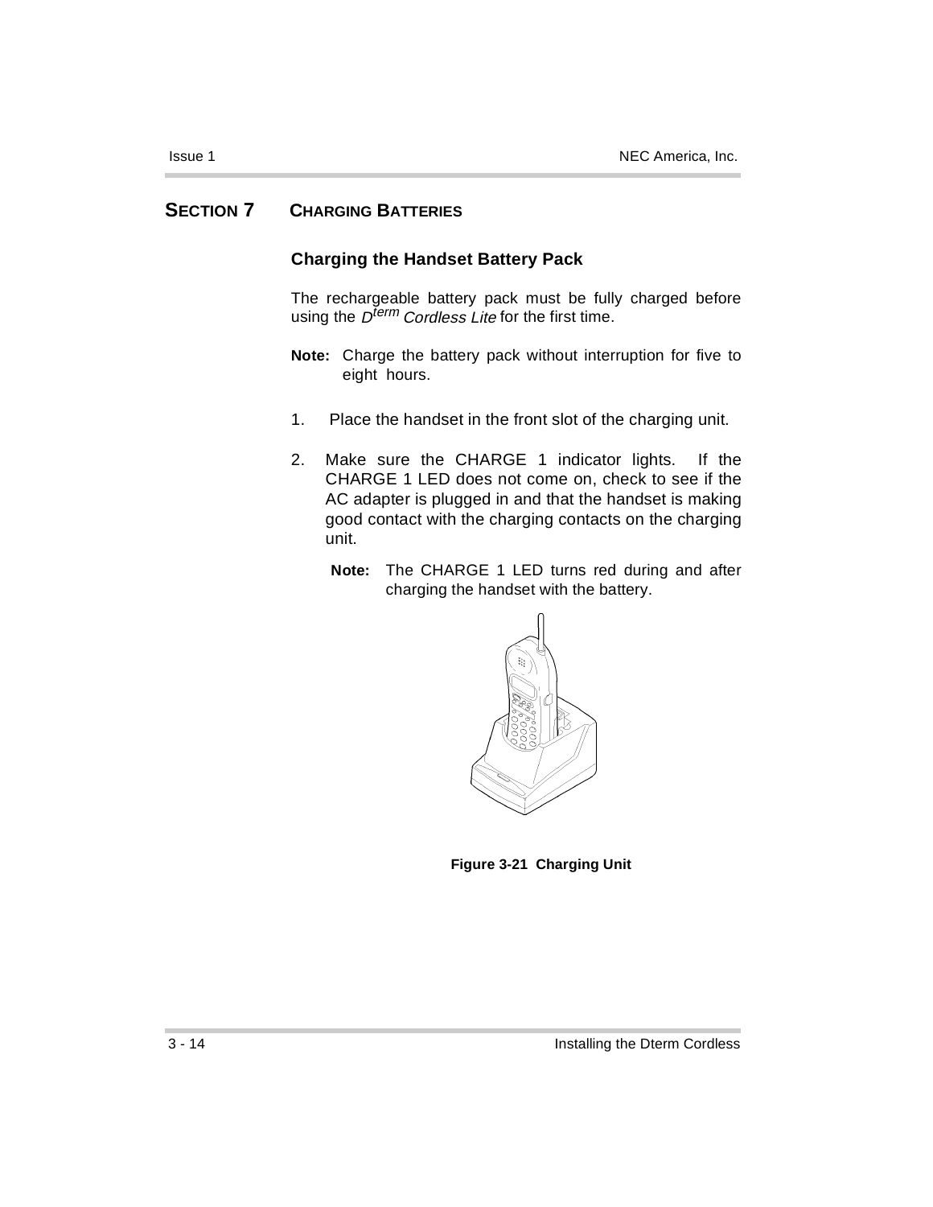# SECTION 7 CHARGING BATTERIES

## Charging the Handset Battery Pack

The rechargeable battery pack must be fully charged before using the *D^term Cordless Lite* for the first time.

**Note:** Charge the battery pack without interruption for five to eight hours.

1. Place the handset in the front slot of the charging unit.

2. Make sure the CHARGE 1 indicator lights. If the CHARGE 1 LED does not come on, check to see if the AC adapter is plugged in and that the handset is making good contact with the charging contacts on the charging unit.

   **Note:** The CHARGE 1 LED turns red during and after charging the handset with the battery.

**Figure 3-21 Charging Unit**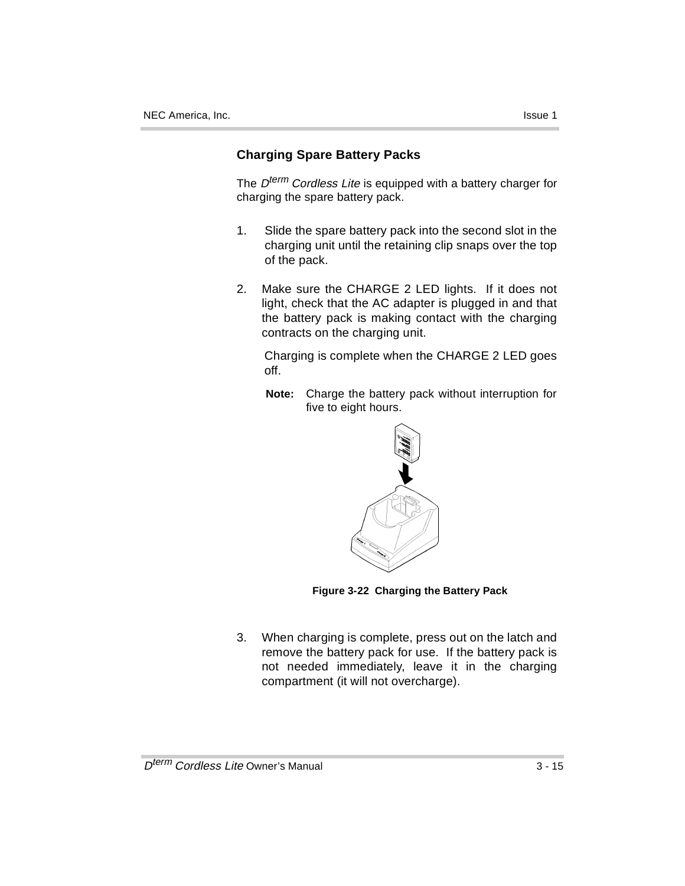## Charging Spare Battery Packs

The $D^{term}$ *Cordless Lite* is equipped with a battery charger for charging the spare battery pack.

1. Slide the spare battery pack into the second slot in the charging unit until the retaining clip snaps over the top of the pack.

2. Make sure the CHARGE 2 LED lights. If it does not light, check that the AC adapter is plugged in and that the battery pack is making contact with the charging contracts on the charging unit.

   Charging is complete when the CHARGE 2 LED goes off.

   **Note:** Charge the battery pack without interruption for five to eight hours.

**Figure 3-22 Charging the Battery Pack**

3. When charging is complete, press out on the latch and remove the battery pack for use. If the battery pack is not needed immediately, leave it in the charging compartment (it will not overcharge).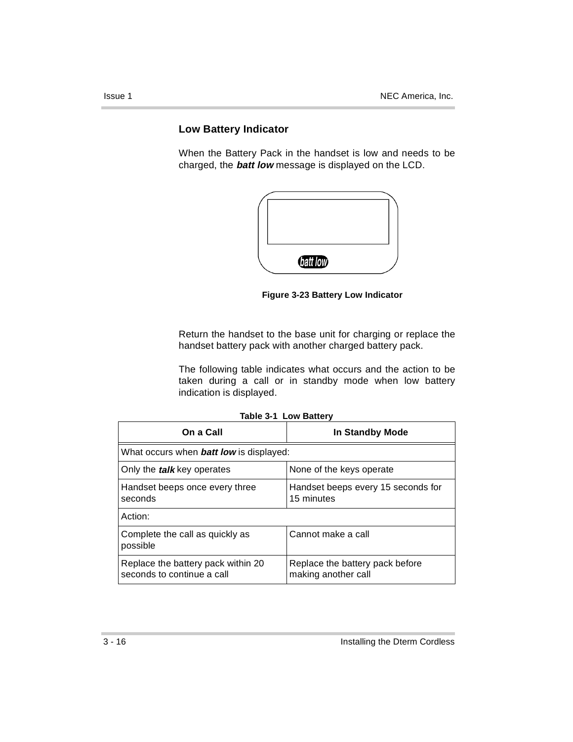### Low Battery Indicator

When the Battery Pack in the handset is low and needs to be charged, the ***batt low*** message is displayed on the LCD.

**Figure 3-23 Battery Low Indicator**

Return the handset to the base unit for charging or replace the handset battery pack with another charged battery pack.

The following table indicates what occurs and the action to be taken during a call or in standby mode when low battery indication is displayed.

**Table 3-1 Low Battery**

| On a Call | In Standby Mode |
|---|---|
| What occurs when ***batt low*** is displayed: | |
| Only the ***talk*** key operates | None of the keys operate |
| Handset beeps once every three seconds | Handset beeps every 15 seconds for 15 minutes |
| Action: | |
| Complete the call as quickly as possible | Cannot make a call |
| Replace the battery pack within 20 seconds to continue a call | Replace the battery pack before making another call |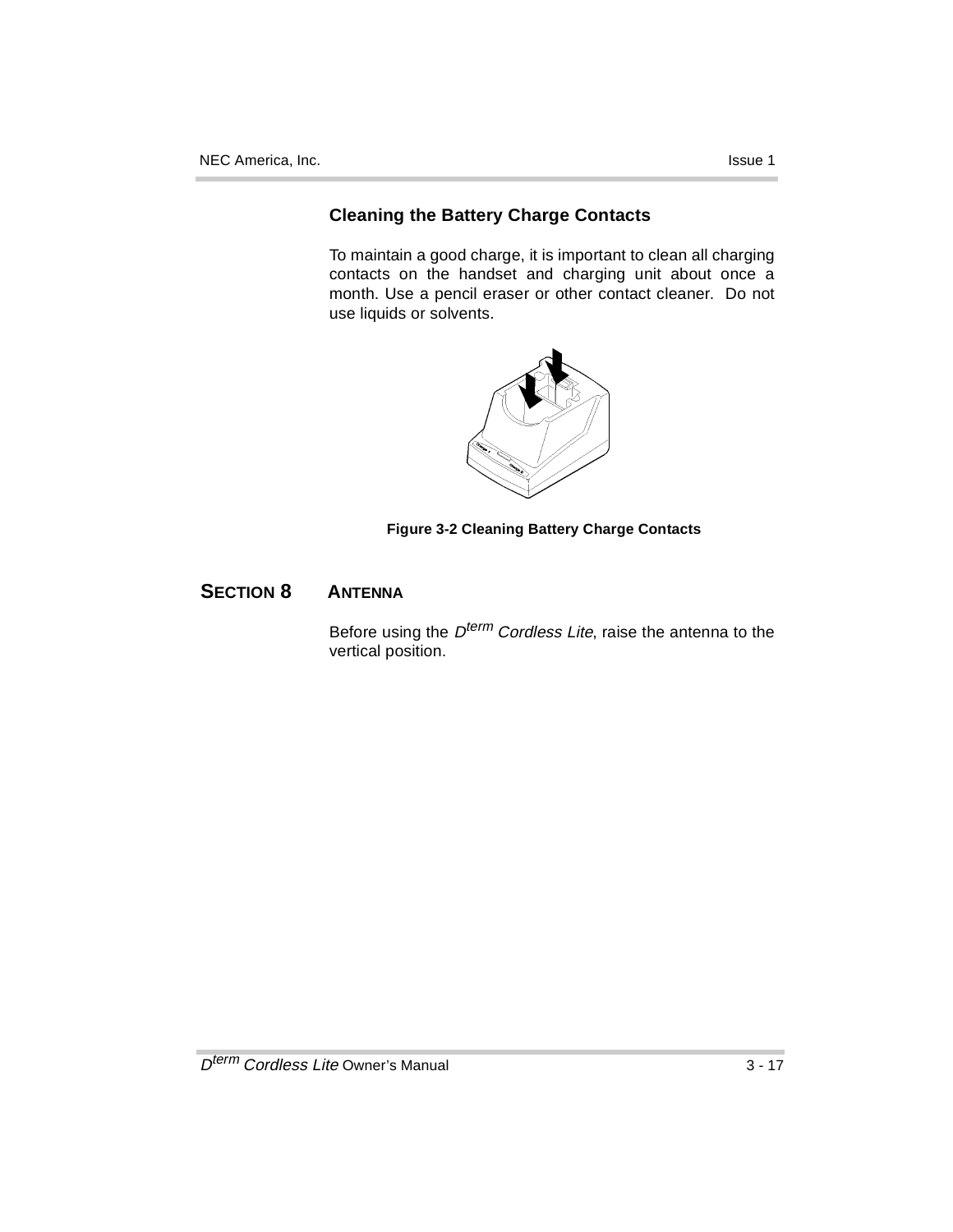### Cleaning the Battery Charge Contacts

To maintain a good charge, it is important to clean all charging contacts on the handset and charging unit about once a month. Use a pencil eraser or other contact cleaner. Do not use liquids or solvents.

**Figure 3-2 Cleaning Battery Charge Contacts**

## SECTION 8 ANTENNA

Before using the *D$^{term}$ Cordless Lite*, raise the antenna to the vertical position.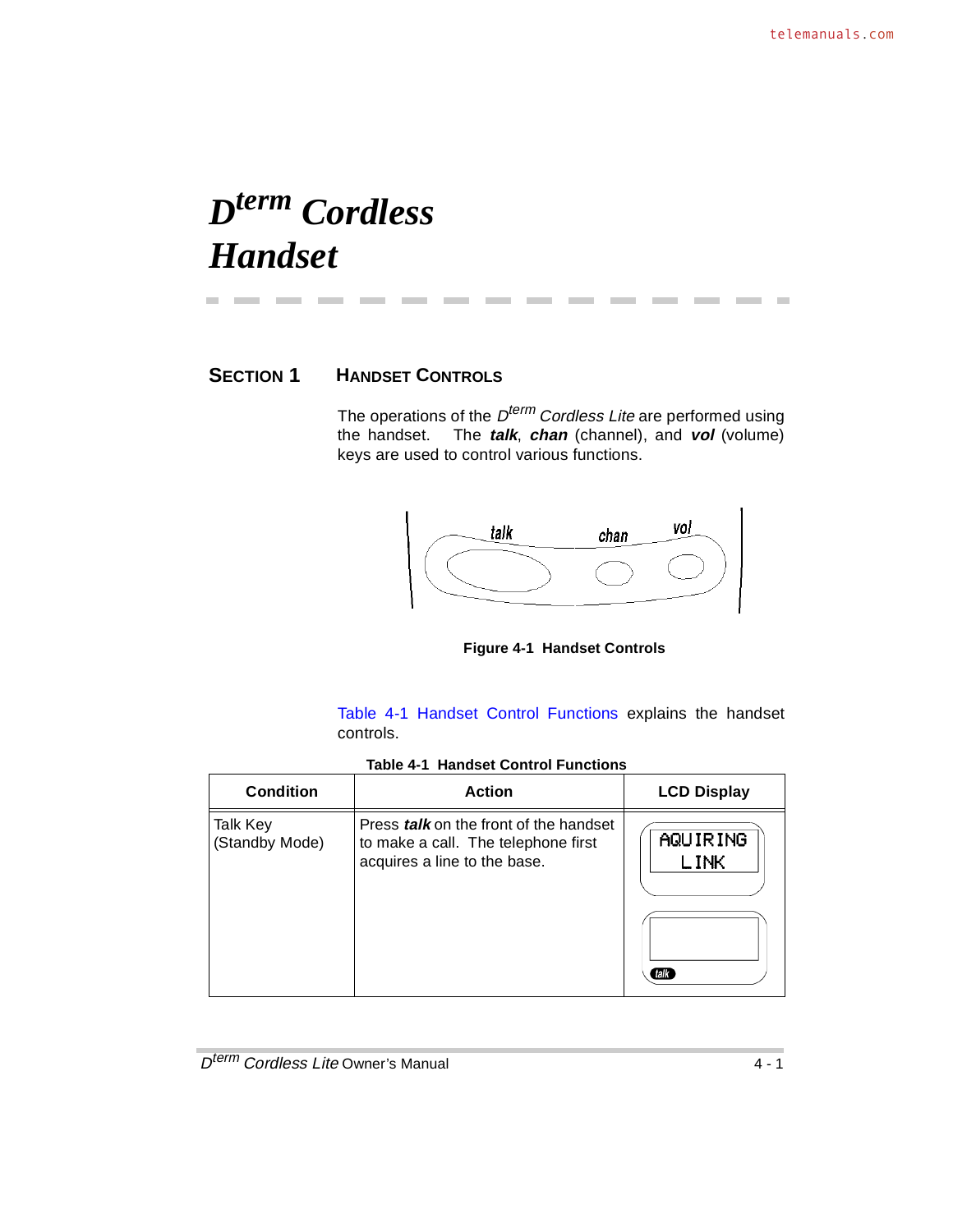# D[term] Cordless Handset

## SECTION 1    HANDSET CONTROLS

The operations of the D[term] *Cordless Lite* are performed using the handset. The ***talk***, ***chan*** (channel), and ***vol*** (volume) keys are used to control various functions.

**Figure 4-1 Handset Controls**

Table 4-1 Handset Control Functions explains the handset controls.

**Table 4-1 Handset Control Functions**

| Condition | Action | LCD Display |
|---|---|---|
| Talk Key (Standby Mode) | Press ***talk*** on the front of the handset to make a call. The telephone first acquires a line to the base. | AQUIRING LINK<br><br>talk |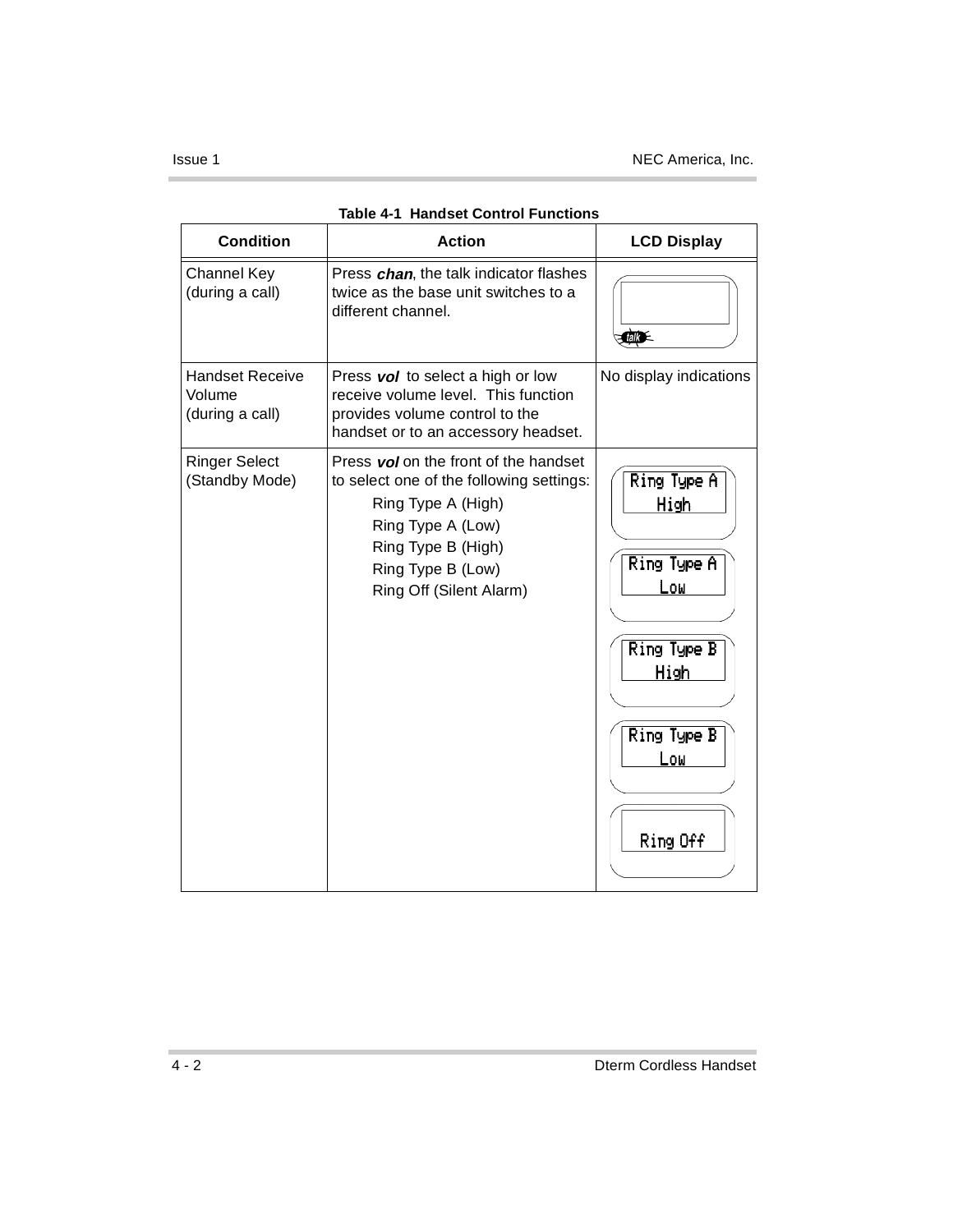**Table 4-1 Handset Control Functions**

| Condition | Action | LCD Display |
|---|---|---|
| Channel Key (during a call) | Press ***chan***, the talk indicator flashes twice as the base unit switches to a different channel. | talk |
| Handset Receive Volume (during a call) | Press ***vol*** to select a high or low receive volume level. This function provides volume control to the handset or to an accessory headset. | No display indications |
| Ringer Select (Standby Mode) | Press ***vol*** on the front of the handset to select one of the following settings: Ring Type A (High), Ring Type A (Low), Ring Type B (High), Ring Type B (Low), Ring Off (Silent Alarm) | Ring Type A High; Ring Type A Low; Ring Type B High; Ring Type B Low; Ring Off |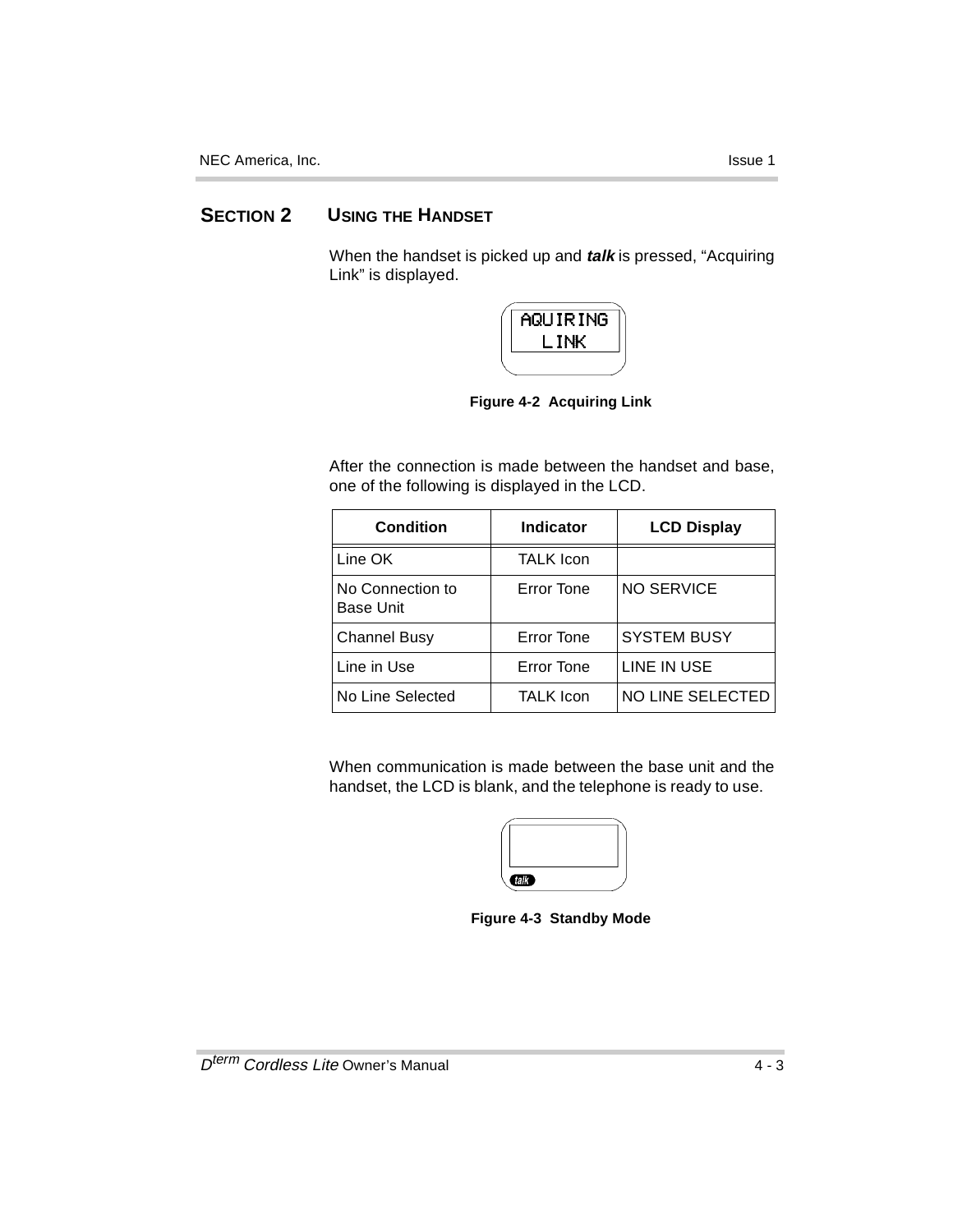## SECTION 2 USING THE HANDSET

When the handset is picked up and ***talk*** is pressed, “Acquiring Link” is displayed.

**Figure 4-2 Acquiring Link**

After the connection is made between the handset and base, one of the following is displayed in the LCD.

| Condition | Indicator | LCD Display |
|---|---|---|
| Line OK | TALK Icon | |
| No Connection to Base Unit | Error Tone | NO SERVICE |
| Channel Busy | Error Tone | SYSTEM BUSY |
| Line in Use | Error Tone | LINE IN USE |
| No Line Selected | TALK Icon | NO LINE SELECTED |

When communication is made between the base unit and the handset, the LCD is blank, and the telephone is ready to use.

**Figure 4-3 Standby Mode**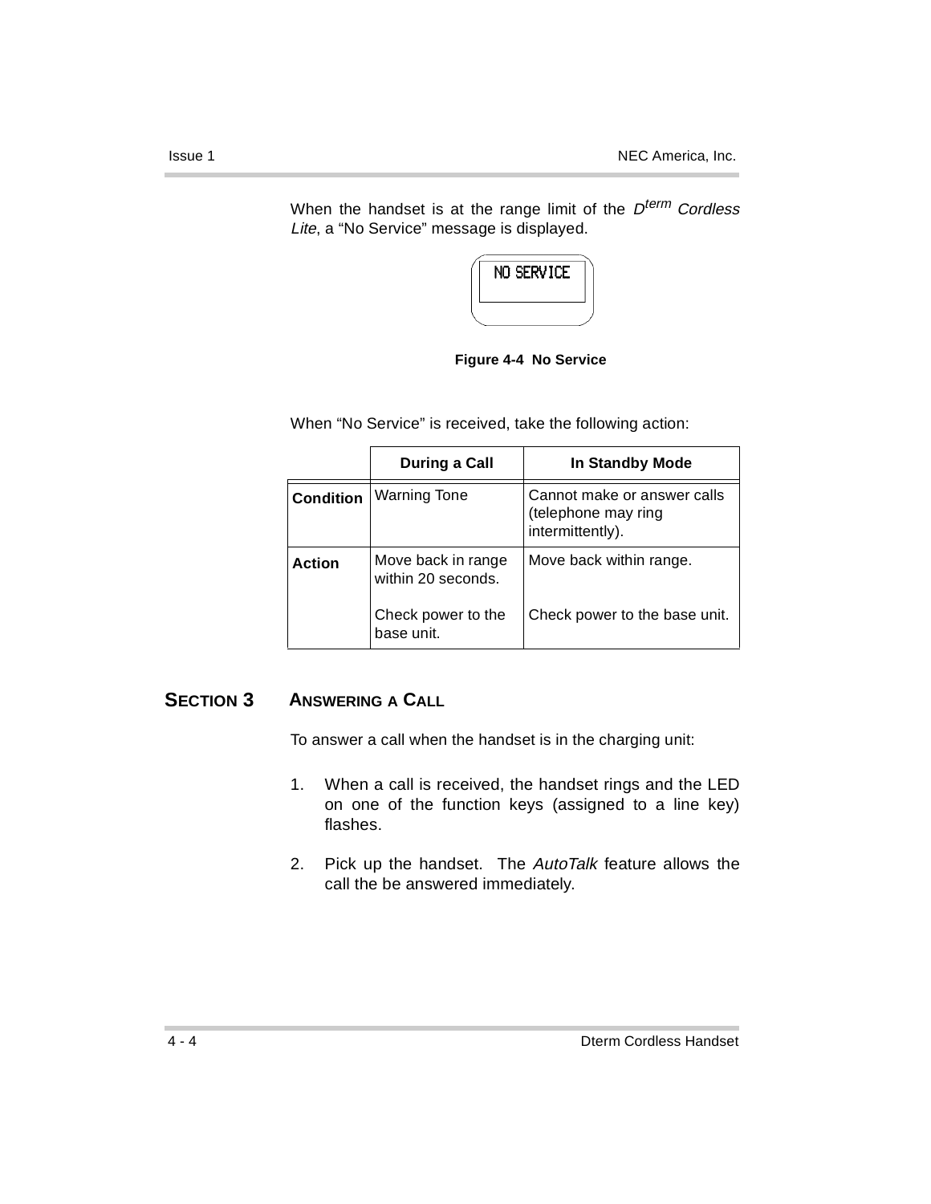When the handset is at the range limit of the *D$^{term}$ Cordless Lite*, a “No Service” message is displayed.

NO SERVICE

**Figure 4-4 No Service**

When “No Service” is received, take the following action:

| | **During a Call** | **In Standby Mode** |
|---|---|---|
| **Condition** | Warning Tone | Cannot make or answer calls (telephone may ring intermittently). |
| **Action** | Move back in range within 20 seconds.<br><br>Check power to the base unit. | Move back within range.<br><br>Check power to the base unit. |

## SECTION 3 ANSWERING A CALL

To answer a call when the handset is in the charging unit:

1. When a call is received, the handset rings and the LED on one of the function keys (assigned to a line key) flashes.

2. Pick up the handset. The *AutoTalk* feature allows the call the be answered immediately.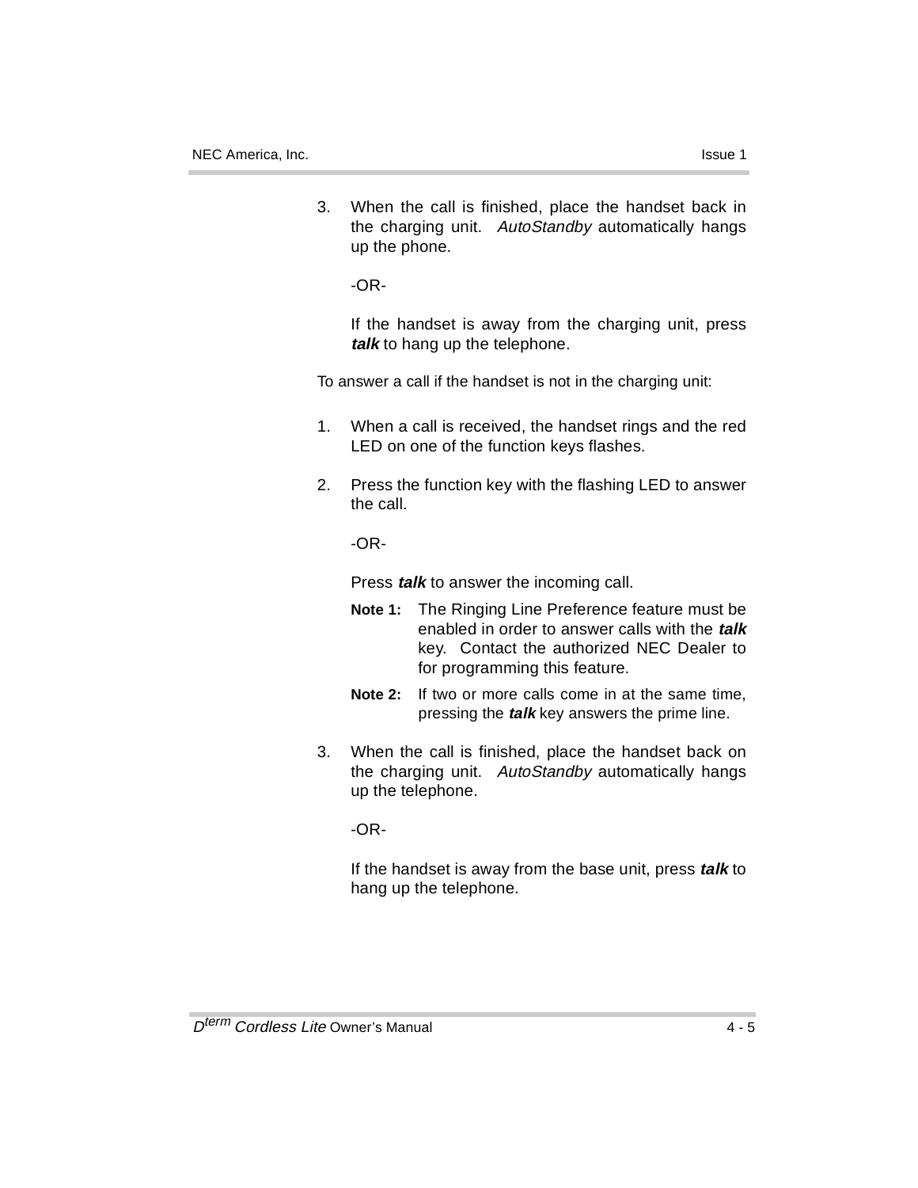3. When the call is finished, place the handset back in the charging unit. *AutoStandby* automatically hangs up the phone.

   -OR-

   If the handset is away from the charging unit, press ***talk*** to hang up the telephone.

To answer a call if the handset is not in the charging unit:

1. When a call is received, the handset rings and the red LED on one of the function keys flashes.

2. Press the function key with the flashing LED to answer the call.

   -OR-

   Press ***talk*** to answer the incoming call.

   **Note 1:** The Ringing Line Preference feature must be enabled in order to answer calls with the ***talk*** key. Contact the authorized NEC Dealer to for programming this feature.

   **Note 2:** If two or more calls come in at the same time, pressing the ***talk*** key answers the prime line.

3. When the call is finished, place the handset back on the charging unit. *AutoStandby* automatically hangs up the telephone.

   -OR-

   If the handset is away from the base unit, press ***talk*** to hang up the telephone.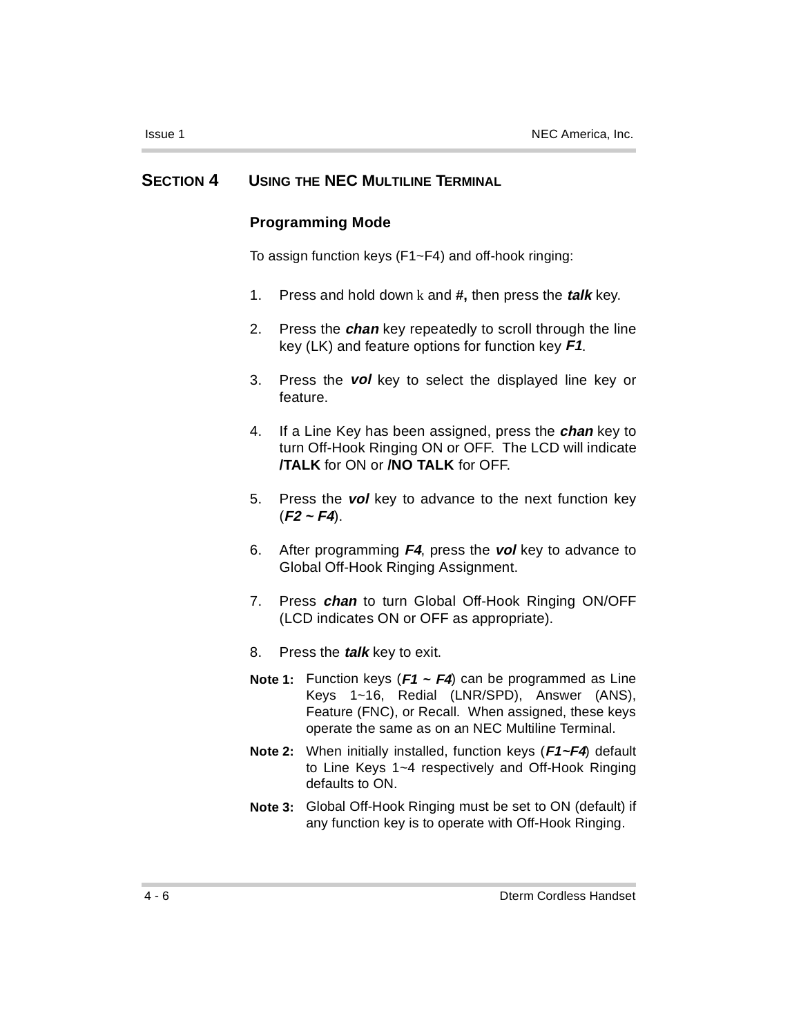# SECTION 4 USING THE NEC MULTILINE TERMINAL

## Programming Mode

To assign function keys (F1~F4) and off-hook ringing:

1. Press and hold down k and **#,** then press the ***talk*** key.
2. Press the ***chan*** key repeatedly to scroll through the line key (LK) and feature options for function key ***F1***.
3. Press the ***vol*** key to select the displayed line key or feature.
4. If a Line Key has been assigned, press the ***chan*** key to turn Off-Hook Ringing ON or OFF. The LCD will indicate **/TALK** for ON or **/NO TALK** for OFF.
5. Press the ***vol*** key to advance to the next function key (***F2 ~ F4***).
6. After programming ***F4***, press the ***vol*** key to advance to Global Off-Hook Ringing Assignment.
7. Press ***chan*** to turn Global Off-Hook Ringing ON/OFF (LCD indicates ON or OFF as appropriate).
8. Press the ***talk*** key to exit.

**Note 1:** Function keys (***F1 ~ F4***) can be programmed as Line Keys 1~16, Redial (LNR/SPD), Answer (ANS), Feature (FNC), or Recall. When assigned, these keys operate the same as on an NEC Multiline Terminal.

**Note 2:** When initially installed, function keys (***F1~F4***) default to Line Keys 1~4 respectively and Off-Hook Ringing defaults to ON.

**Note 3:** Global Off-Hook Ringing must be set to ON (default) if any function key is to operate with Off-Hook Ringing.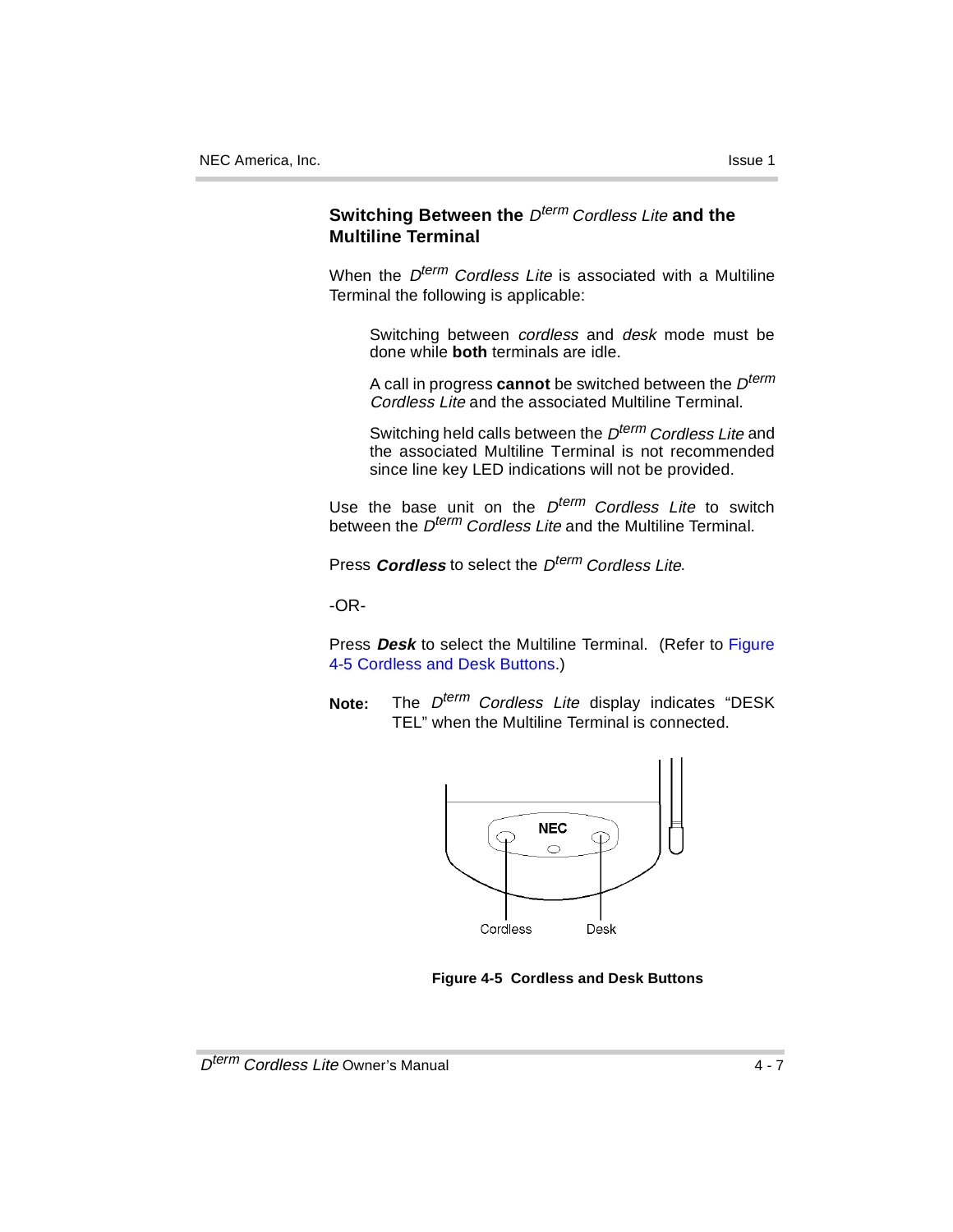## Switching Between the *D^term Cordless Lite* and the Multiline Terminal

When the *D^term Cordless Lite* is associated with a Multiline Terminal the following is applicable:

> Switching between *cordless* and *desk* mode must be done while **both** terminals are idle.
>
> A call in progress **cannot** be switched between the *D^term Cordless Lite* and the associated Multiline Terminal.
>
> Switching held calls between the *D^term Cordless Lite* and the associated Multiline Terminal is not recommended since line key LED indications will not be provided.

Use the base unit on the *D^term Cordless Lite* to switch between the *D^term Cordless Lite* and the Multiline Terminal.

Press ***Cordless*** to select the *D^term Cordless Lite*.

-OR-

Press ***Desk*** to select the Multiline Terminal. (Refer to Figure 4-5 Cordless and Desk Buttons.)

**Note:** The *D^term Cordless Lite* display indicates "DESK TEL" when the Multiline Terminal is connected.

**Figure 4-5 Cordless and Desk Buttons**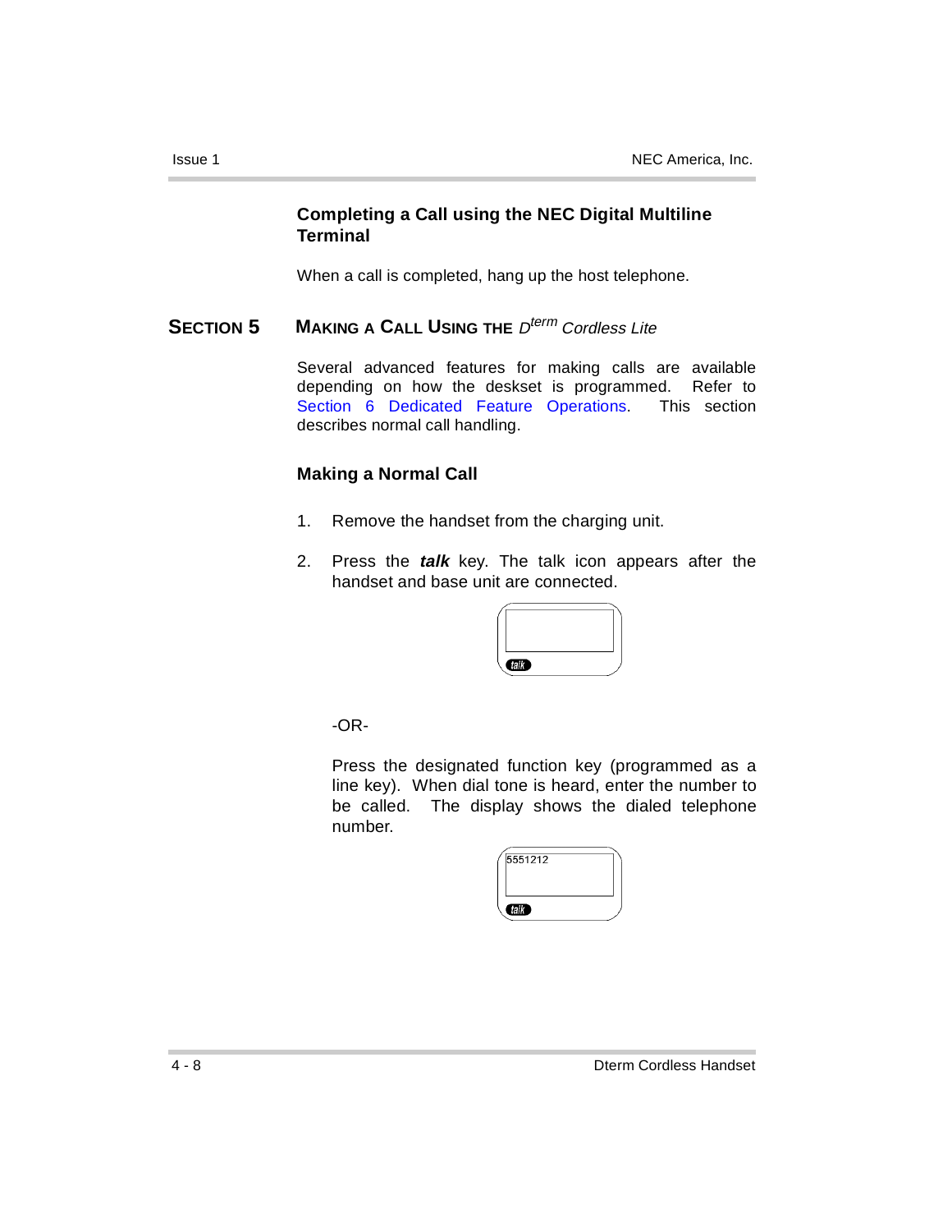### Completing a Call using the NEC Digital Multiline Terminal

When a call is completed, hang up the host telephone.

## SECTION 5 MAKING A CALL USING THE *D[term] Cordless Lite*

Several advanced features for making calls are available depending on how the deskset is programmed. Refer to Section 6 Dedicated Feature Operations. This section describes normal call handling.

### Making a Normal Call

1. Remove the handset from the charging unit.

2. Press the ***talk*** key. The talk icon appears after the handset and base unit are connected.

   talk

   -OR-

   Press the designated function key (programmed as a line key). When dial tone is heard, enter the number to be called. The display shows the dialed telephone number.

   5551212

   talk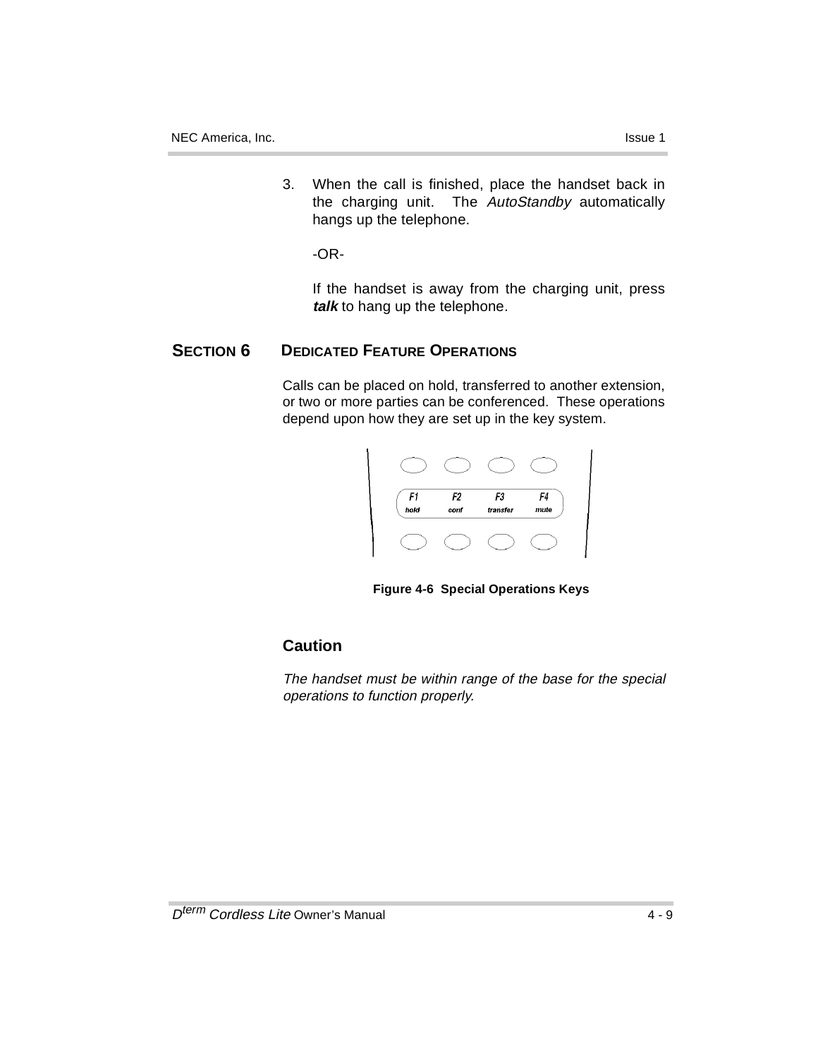3. When the call is finished, place the handset back in the charging unit. The *AutoStandby* automatically hangs up the telephone.

   -OR-

   If the handset is away from the charging unit, press ***talk*** to hang up the telephone.

## SECTION 6 DEDICATED FEATURE OPERATIONS

Calls can be placed on hold, transferred to another extension, or two or more parties can be conferenced. These operations depend upon how they are set up in the key system.

**Figure 4-6 Special Operations Keys**

### Caution

*The handset must be within range of the base for the special operations to function properly.*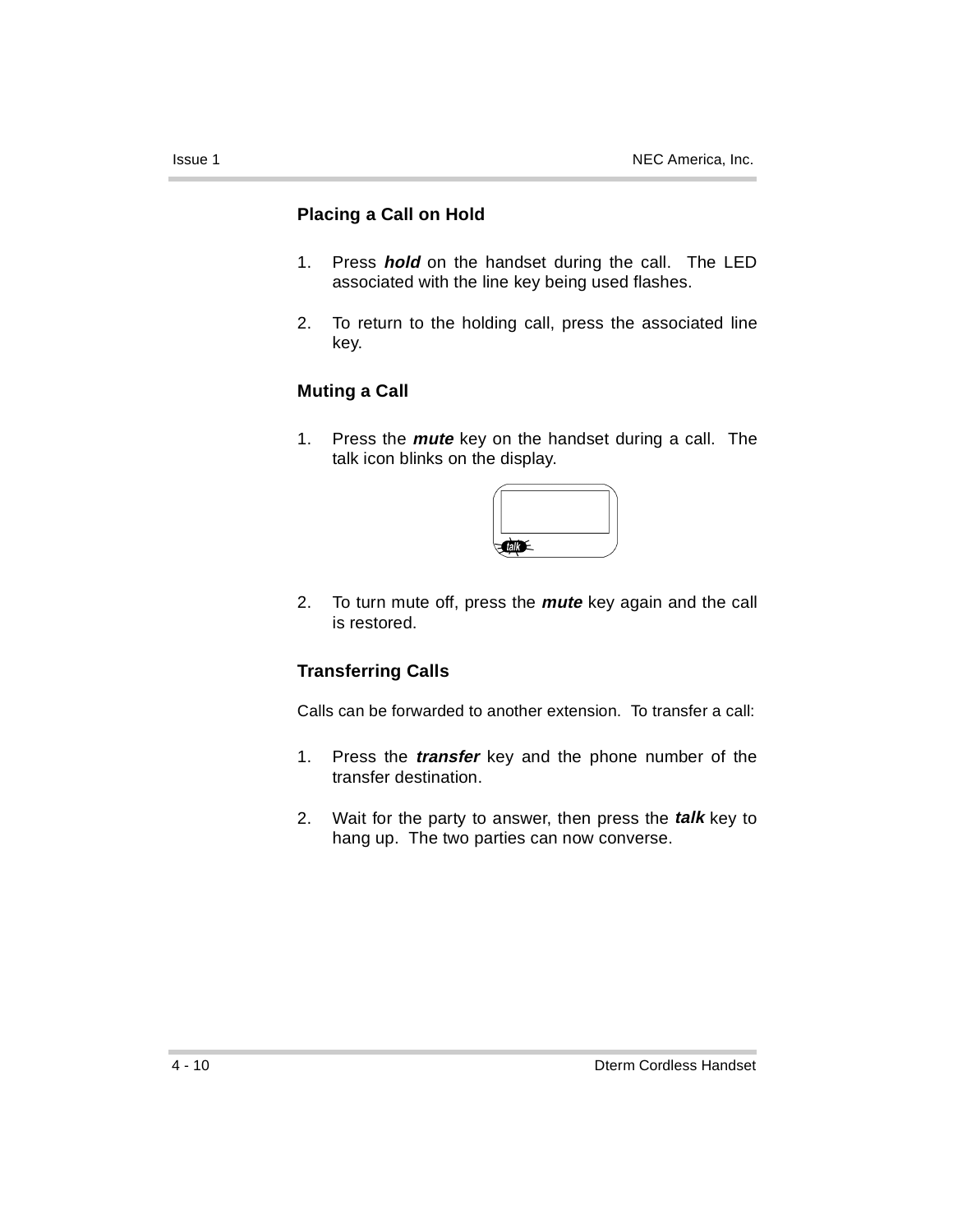### Placing a Call on Hold

1. Press ***hold*** on the handset during the call. The LED associated with the line key being used flashes.

2. To return to the holding call, press the associated line key.

### Muting a Call

1. Press the ***mute*** key on the handset during a call. The talk icon blinks on the display.

2. To turn mute off, press the ***mute*** key again and the call is restored.

### Transferring Calls

Calls can be forwarded to another extension. To transfer a call:

1. Press the ***transfer*** key and the phone number of the transfer destination.

2. Wait for the party to answer, then press the ***talk*** key to hang up. The two parties can now converse.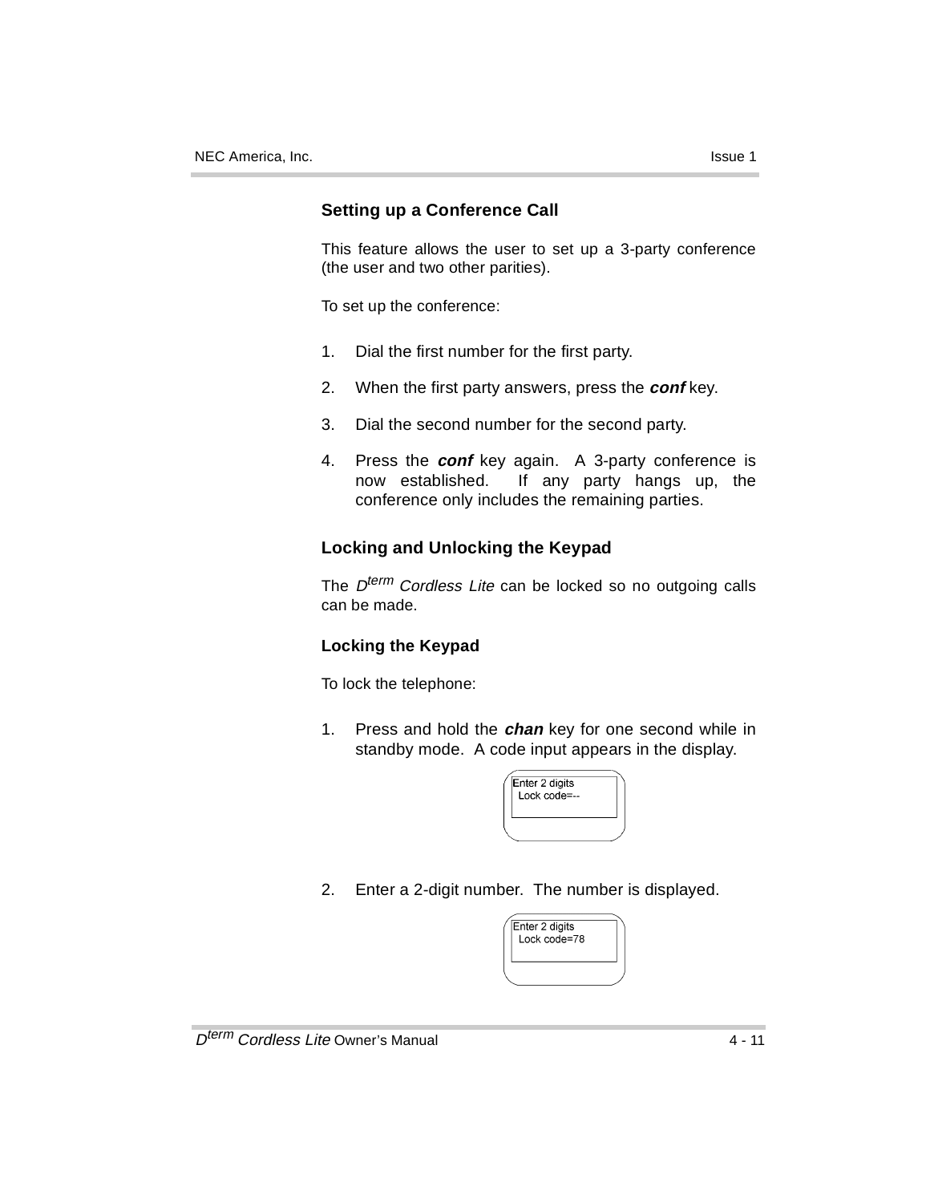## Setting up a Conference Call

This feature allows the user to set up a 3-party conference (the user and two other parities).

To set up the conference:

1. Dial the first number for the first party.
2. When the first party answers, press the ***conf*** key.
3. Dial the second number for the second party.
4. Press the ***conf*** key again. A 3-party conference is now established. If any party hangs up, the conference only includes the remaining parties.

## Locking and Unlocking the Keypad

The *D*$^{term}$ *Cordless Lite* can be locked so no outgoing calls can be made.

### Locking the Keypad

To lock the telephone:

1. Press and hold the ***chan*** key for one second while in standby mode. A code input appears in the display.

```
Enter 2 digits
 Lock code=--
```

2. Enter a 2-digit number. The number is displayed.

```
Enter 2 digits
 Lock code=78
```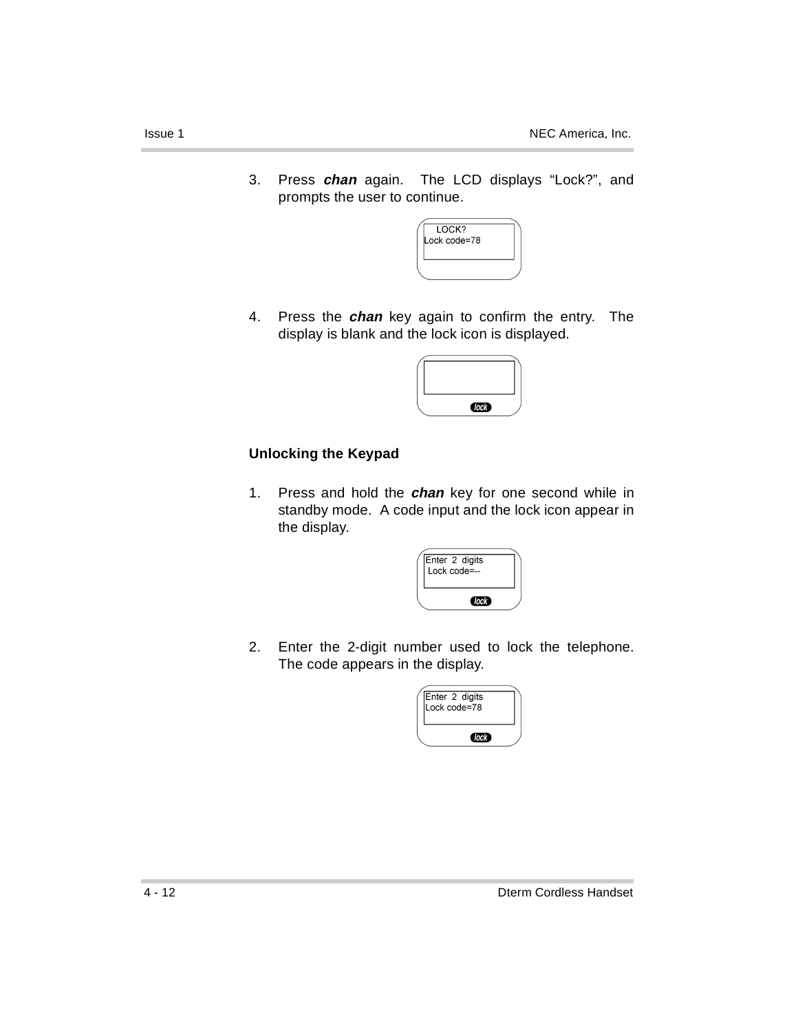3. Press ***chan*** again. The LCD displays “Lock?”, and prompts the user to continue.

```
  LOCK?
Lock code=78
```

4. Press the ***chan*** key again to confirm the entry. The display is blank and the lock icon is displayed.

```
          lock
```

### Unlocking the Keypad

1. Press and hold the ***chan*** key for one second while in standby mode. A code input and the lock icon appear in the display.

```
Enter 2 digits
 Lock code=--
          lock
```

2. Enter the 2-digit number used to lock the telephone. The code appears in the display.

```
Enter 2 digits
Lock code=78
          lock
```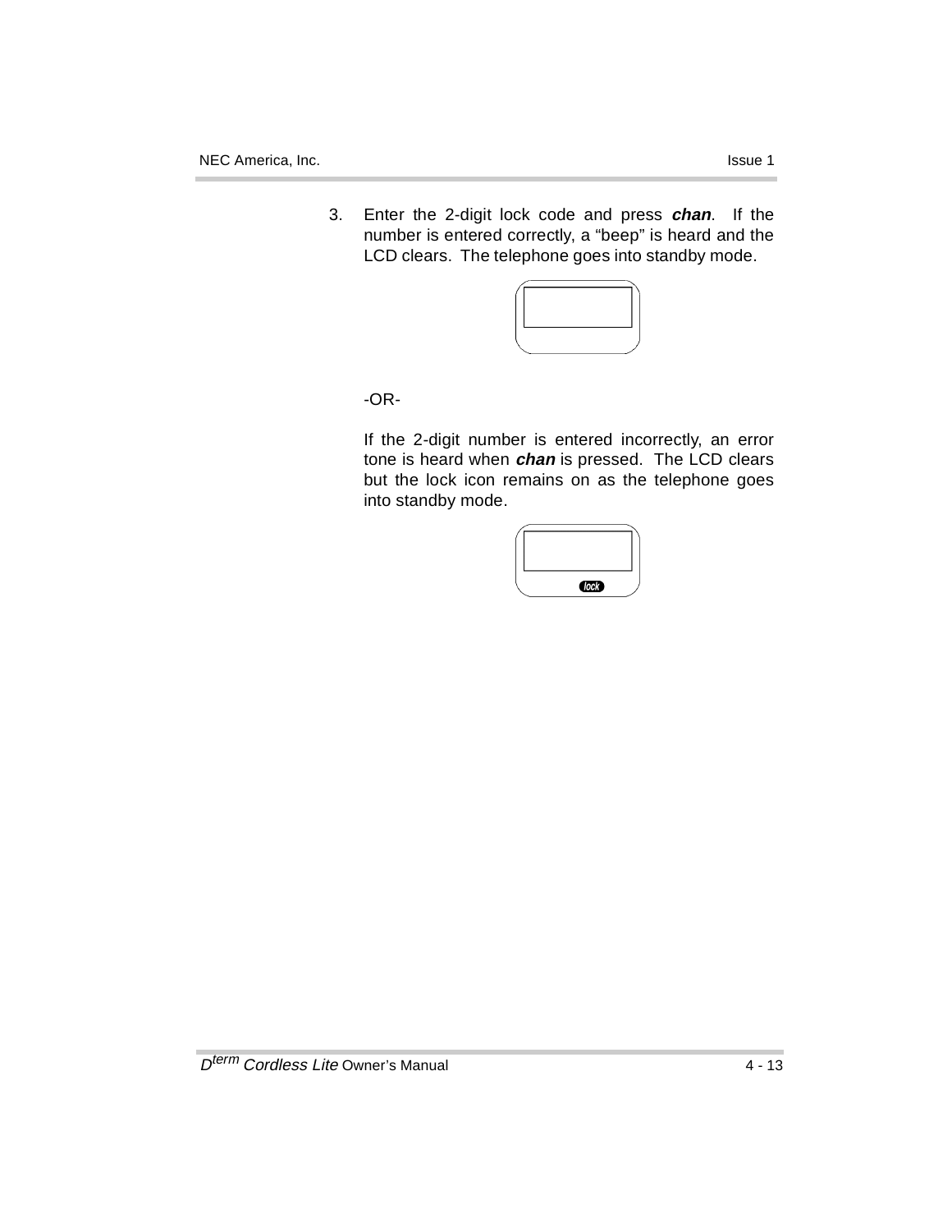3. Enter the 2-digit lock code and press ***chan***. If the number is entered correctly, a "beep" is heard and the LCD clears. The telephone goes into standby mode.

   -OR-

   If the 2-digit number is entered incorrectly, an error tone is heard when ***chan*** is pressed. The LCD clears but the lock icon remains on as the telephone goes into standby mode.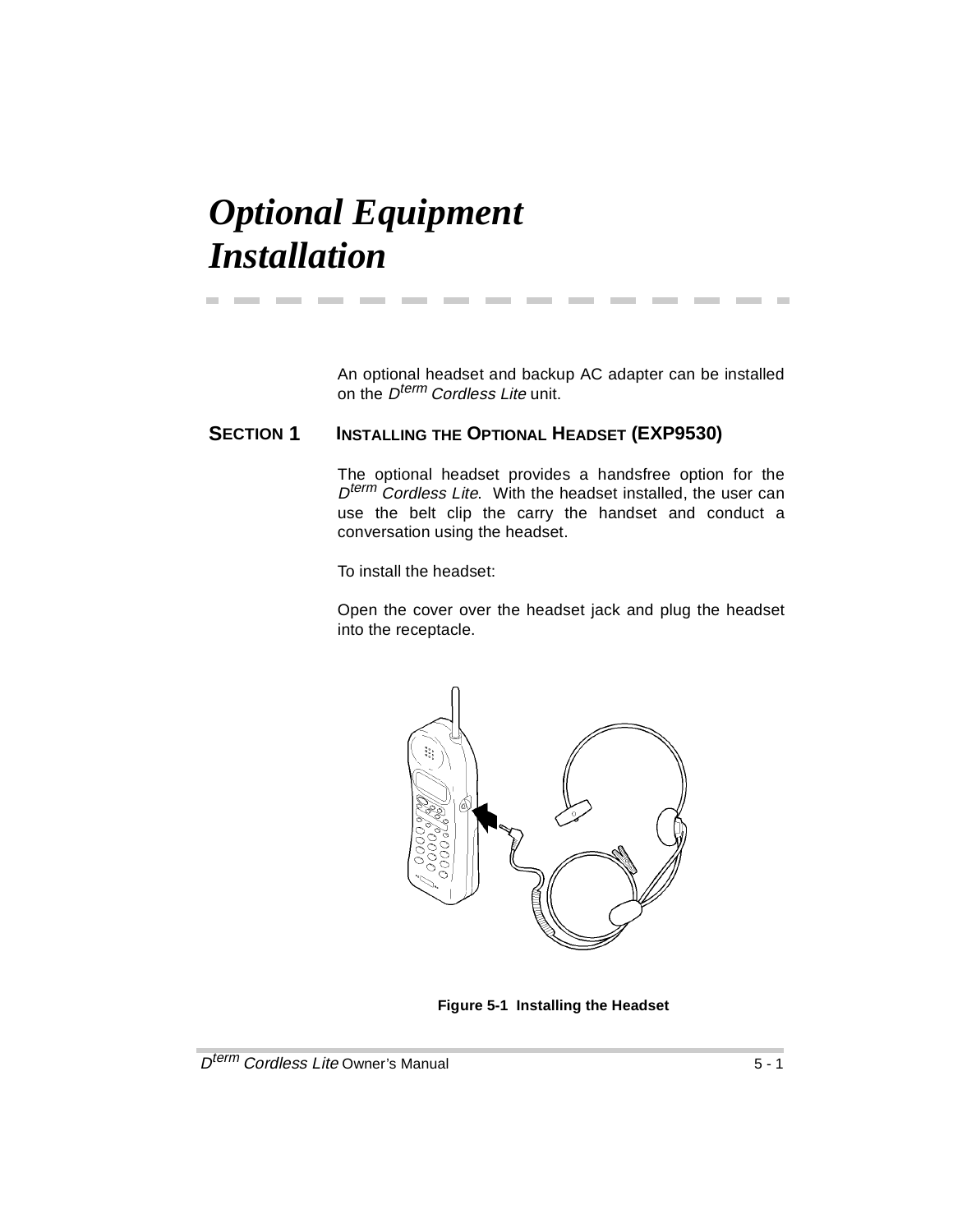# Optional Equipment Installation

An optional headset and backup AC adapter can be installed on the D[term] *Cordless Lite* unit.

## SECTION 1 INSTALLING THE OPTIONAL HEADSET (EXP9530)

The optional headset provides a handsfree option for the D[term] *Cordless Lite*. With the headset installed, the user can use the belt clip the carry the handset and conduct a conversation using the headset.

To install the headset:

Open the cover over the headset jack and plug the headset into the receptacle.

**Figure 5-1 Installing the Headset**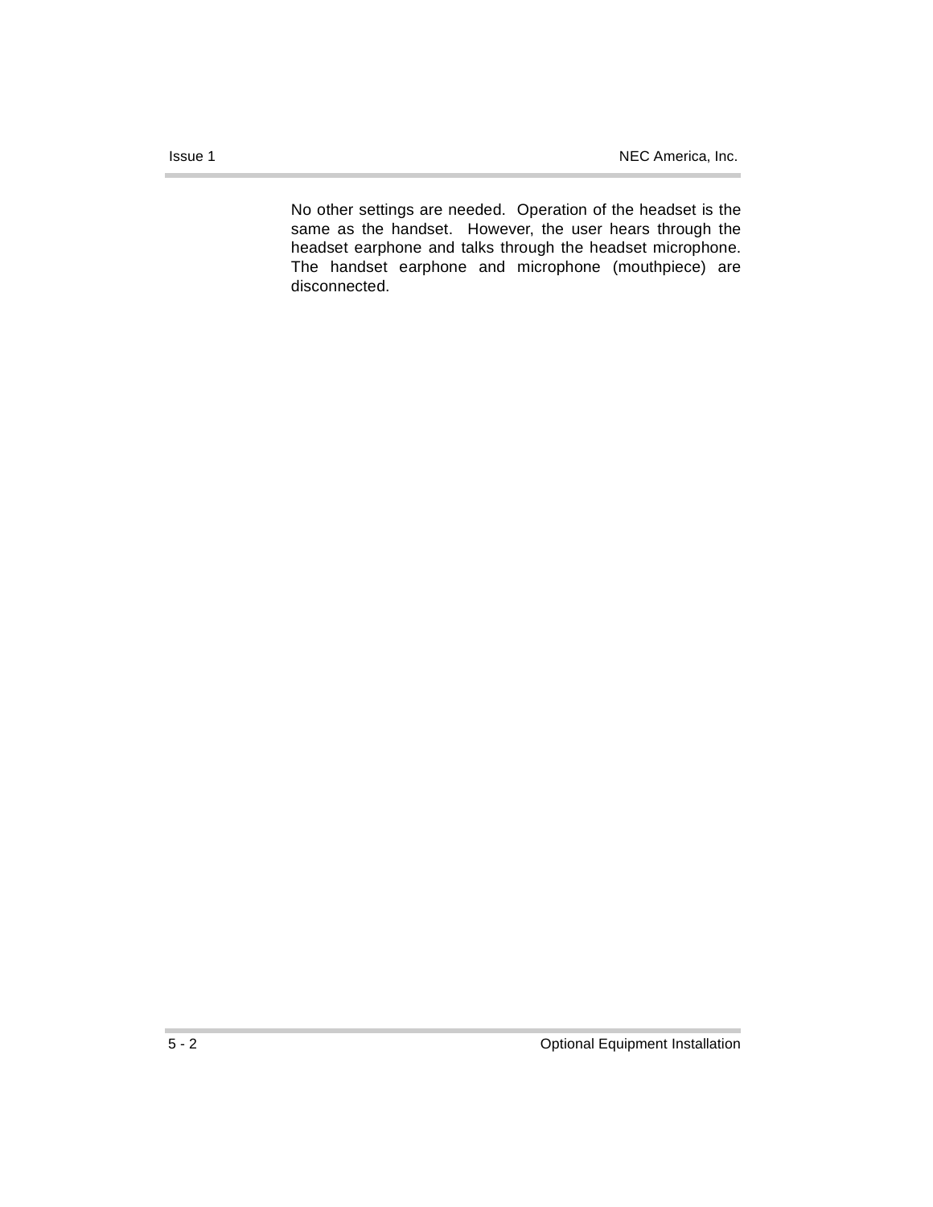No other settings are needed.  Operation of the headset is the same as the handset.  However, the user hears through the headset earphone and talks through the headset microphone. The handset earphone and microphone (mouthpiece) are disconnected.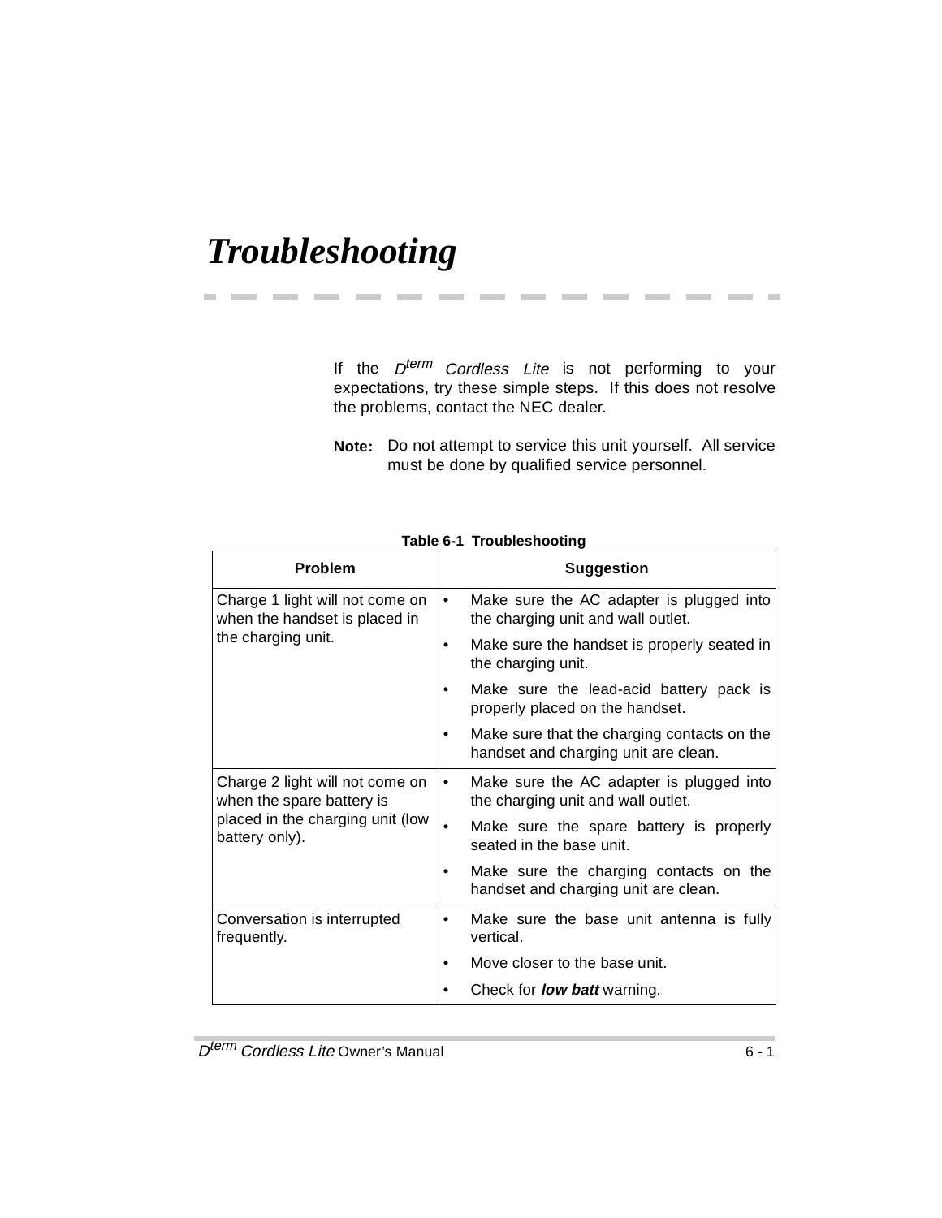# *Troubleshooting*

If the $D^{term}$ *Cordless Lite* is not performing to your expectations, try these simple steps. If this does not resolve the problems, contact the NEC dealer.

**Note:** Do not attempt to service this unit yourself. All service must be done by qualified service personnel.

**Table 6-1 Troubleshooting**

| Problem | Suggestion |
|---|---|
| Charge 1 light will not come on when the handset is placed in the charging unit. | • Make sure the AC adapter is plugged into the charging unit and wall outlet.<br>• Make sure the handset is properly seated in the charging unit.<br>• Make sure the lead-acid battery pack is properly placed on the handset.<br>• Make sure that the charging contacts on the handset and charging unit are clean. |
| Charge 2 light will not come on when the spare battery is placed in the charging unit (low battery only). | • Make sure the AC adapter is plugged into the charging unit and wall outlet.<br>• Make sure the spare battery is properly seated in the base unit.<br>• Make sure the charging contacts on the handset and charging unit are clean. |
| Conversation is interrupted frequently. | • Make sure the base unit antenna is fully vertical.<br>• Move closer to the base unit.<br>• Check for ***low batt*** warning. |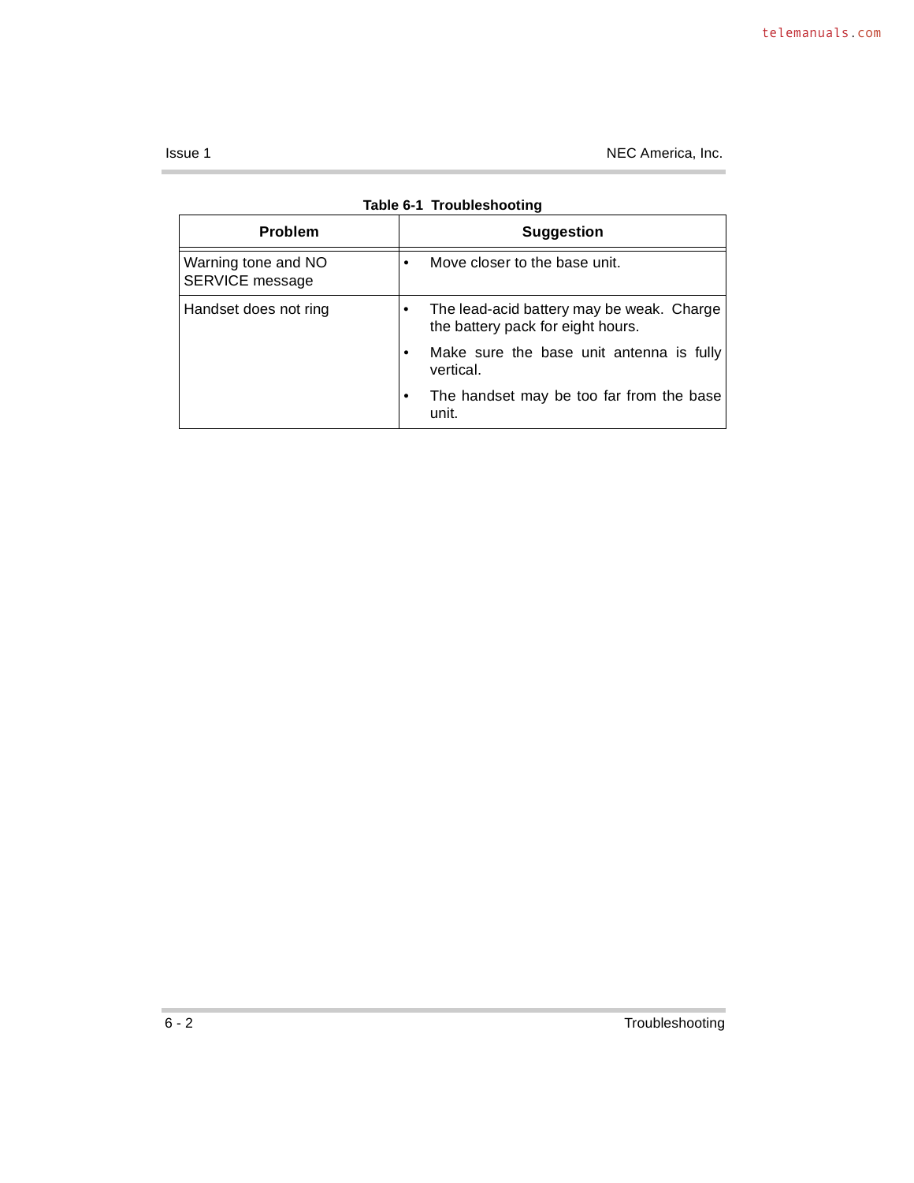**Table 6-1  Troubleshooting**

| Problem | Suggestion |
|---|---|
| Warning tone and NO SERVICE message | • Move closer to the base unit. |
| Handset does not ring | • The lead-acid battery may be weak. Charge the battery pack for eight hours.<br>• Make sure the base unit antenna is fully vertical.<br>• The handset may be too far from the base unit. |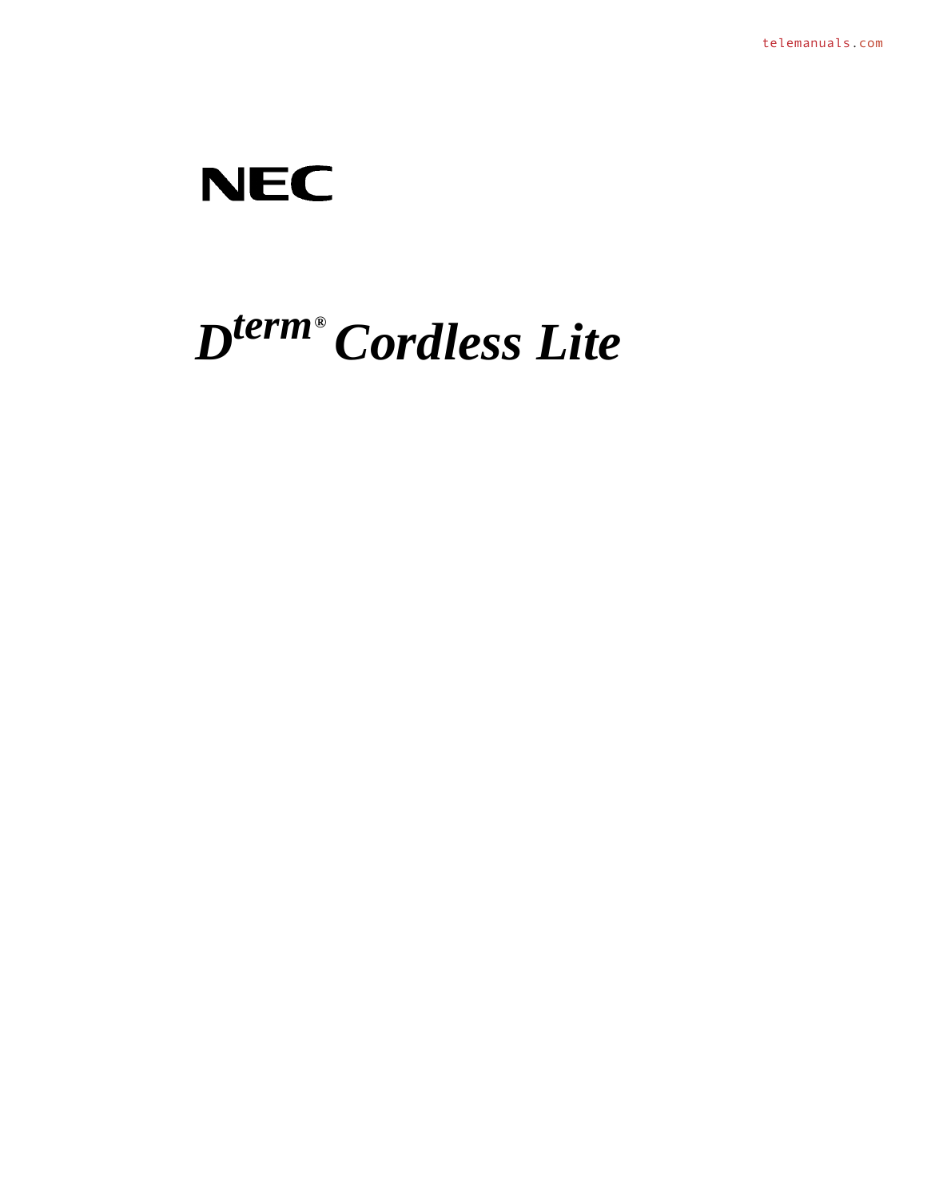NEC

# *D^term® Cordless Lite*